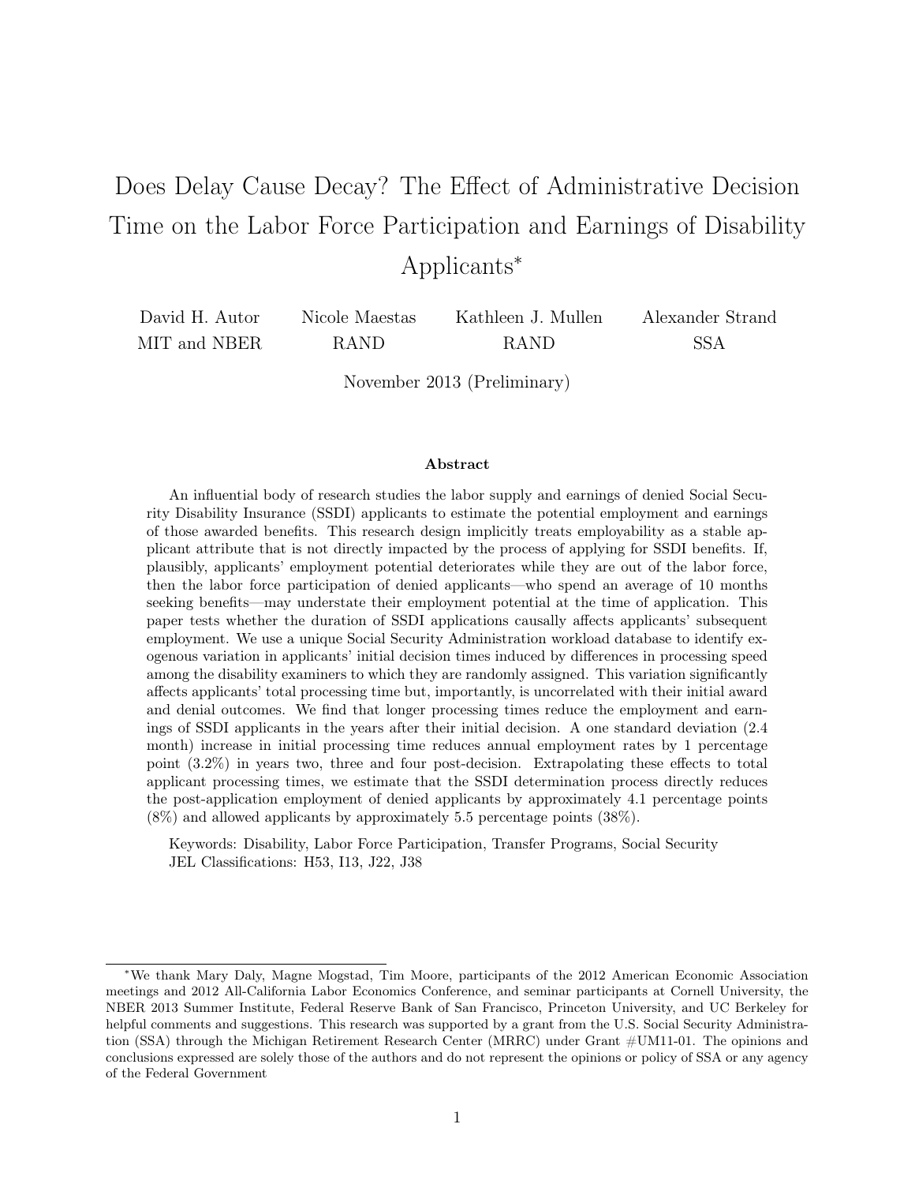# Does Delay Cause Decay? The Effect of Administrative Decision Time on the Labor Force Participation and Earnings of Disability Applicants*

| David H. Autor | Nicole Maestas | Kathleen J. Mullen | Alexander Strand |
|---|---|---|---|
| MIT and NBER | RAND | RAND | SSA |

November 2013 (Preliminary)

### Abstract

An influential body of research studies the labor supply and earnings of denied Social Security Disability Insurance (SSDI) applicants to estimate the potential employment and earnings of those awarded benefits. This research design implicitly treats employability as a stable applicant attribute that is not directly impacted by the process of applying for SSDI benefits. If, plausibly, applicants' employment potential deteriorates while they are out of the labor force, then the labor force participation of denied applicants—who spend an average of 10 months seeking benefits—may understate their employment potential at the time of application. This paper tests whether the duration of SSDI applications causally affects applicants' subsequent employment. We use a unique Social Security Administration workload database to identify exogenous variation in applicants' initial decision times induced by differences in processing speed among the disability examiners to which they are randomly assigned. This variation significantly affects applicants' total processing time but, importantly, is uncorrelated with their initial award and denial outcomes. We find that longer processing times reduce the employment and earnings of SSDI applicants in the years after their initial decision. A one standard deviation (2.4 month) increase in initial processing time reduces annual employment rates by 1 percentage point (3.2%) in years two, three and four post-decision. Extrapolating these effects to total applicant processing times, we estimate that the SSDI determination process directly reduces the post-application employment of denied applicants by approximately 4.1 percentage points (8%) and allowed applicants by approximately 5.5 percentage points (38%).

Keywords: Disability, Labor Force Participation, Transfer Programs, Social Security
JEL Classifications: H53, I13, J22, J38

*We thank Mary Daly, Magne Mogstad, Tim Moore, participants of the 2012 American Economic Association meetings and 2012 All-California Labor Economics Conference, and seminar participants at Cornell University, the NBER 2013 Summer Institute, Federal Reserve Bank of San Francisco, Princeton University, and UC Berkeley for helpful comments and suggestions. This research was supported by a grant from the U.S. Social Security Administration (SSA) through the Michigan Retirement Research Center (MRRC) under Grant #UM11-01. The opinions and conclusions expressed are solely those of the authors and do not represent the opinions or policy of SSA or any agency of the Federal Government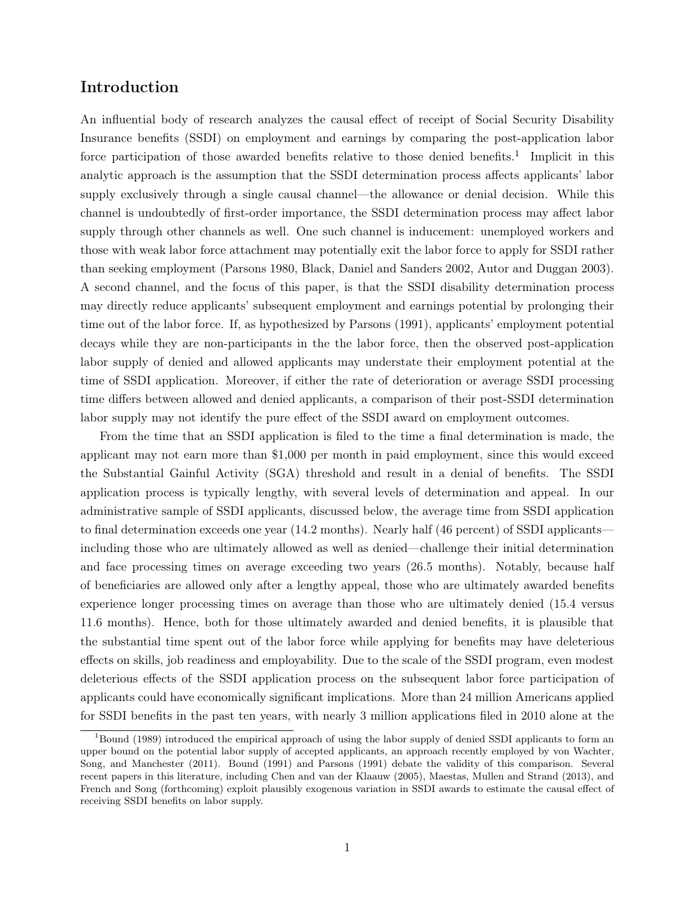## Introduction

An influential body of research analyzes the causal effect of receipt of Social Security Disability Insurance benefits (SSDI) on employment and earnings by comparing the post-application labor force participation of those awarded benefits relative to those denied benefits.[1] Implicit in this analytic approach is the assumption that the SSDI determination process affects applicants' labor supply exclusively through a single causal channel—the allowance or denial decision. While this channel is undoubtedly of first-order importance, the SSDI determination process may affect labor supply through other channels as well. One such channel is inducement: unemployed workers and those with weak labor force attachment may potentially exit the labor force to apply for SSDI rather than seeking employment (Parsons 1980, Black, Daniel and Sanders 2002, Autor and Duggan 2003). A second channel, and the focus of this paper, is that the SSDI disability determination process may directly reduce applicants' subsequent employment and earnings potential by prolonging their time out of the labor force. If, as hypothesized by Parsons (1991), applicants' employment potential decays while they are non-participants in the the labor force, then the observed post-application labor supply of denied and allowed applicants may understate their employment potential at the time of SSDI application. Moreover, if either the rate of deterioration or average SSDI processing time differs between allowed and denied applicants, a comparison of their post-SSDI determination labor supply may not identify the pure effect of the SSDI award on employment outcomes.

From the time that an SSDI application is filed to the time a final determination is made, the applicant may not earn more than $1,000 per month in paid employment, since this would exceed the Substantial Gainful Activity (SGA) threshold and result in a denial of benefits. The SSDI application process is typically lengthy, with several levels of determination and appeal. In our administrative sample of SSDI applicants, discussed below, the average time from SSDI application to final determination exceeds one year (14.2 months). Nearly half (46 percent) of SSDI applicants—including those who are ultimately allowed as well as denied—challenge their initial determination and face processing times on average exceeding two years (26.5 months). Notably, because half of beneficiaries are allowed only after a lengthy appeal, those who are ultimately awarded benefits experience longer processing times on average than those who are ultimately denied (15.4 versus 11.6 months). Hence, both for those ultimately awarded and denied benefits, it is plausible that the substantial time spent out of the labor force while applying for benefits may have deleterious effects on skills, job readiness and employability. Due to the scale of the SSDI program, even modest deleterious effects of the SSDI application process on the subsequent labor force participation of applicants could have economically significant implications. More than 24 million Americans applied for SSDI benefits in the past ten years, with nearly 3 million applications filed in 2010 alone at the

[1] Bound (1989) introduced the empirical approach of using the labor supply of denied SSDI applicants to form an upper bound on the potential labor supply of accepted applicants, an approach recently employed by von Wachter, Song, and Manchester (2011). Bound (1991) and Parsons (1991) debate the validity of this comparison. Several recent papers in this literature, including Chen and van der Klaauw (2005), Maestas, Mullen and Strand (2013), and French and Song (forthcoming) exploit plausibly exogenous variation in SSDI awards to estimate the causal effect of receiving SSDI benefits on labor supply.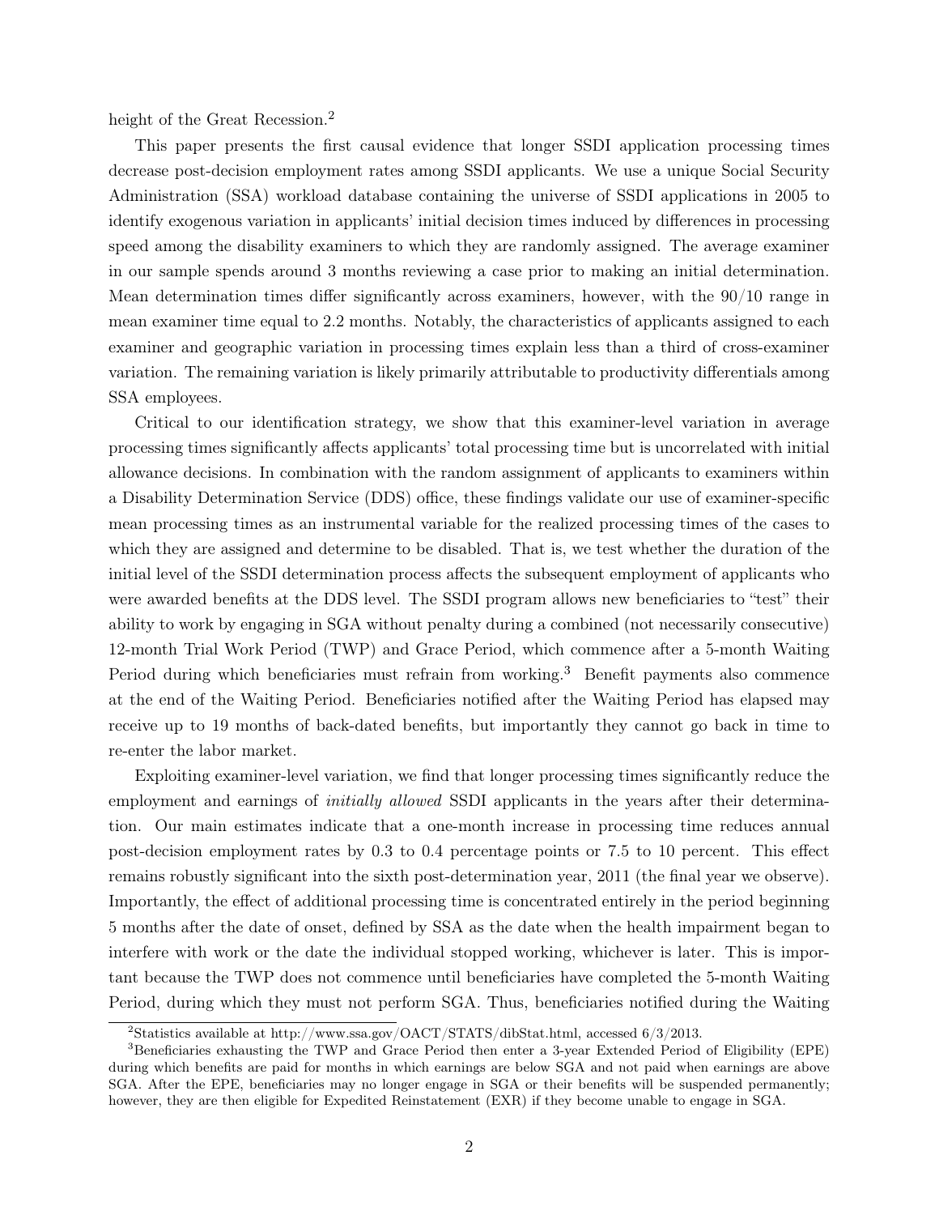height of the Great Recession.[2]

This paper presents the first causal evidence that longer SSDI application processing times decrease post-decision employment rates among SSDI applicants. We use a unique Social Security Administration (SSA) workload database containing the universe of SSDI applications in 2005 to identify exogenous variation in applicants' initial decision times induced by differences in processing speed among the disability examiners to which they are randomly assigned. The average examiner in our sample spends around 3 months reviewing a case prior to making an initial determination. Mean determination times differ significantly across examiners, however, with the 90/10 range in mean examiner time equal to 2.2 months. Notably, the characteristics of applicants assigned to each examiner and geographic variation in processing times explain less than a third of cross-examiner variation. The remaining variation is likely primarily attributable to productivity differentials among SSA employees.

Critical to our identification strategy, we show that this examiner-level variation in average processing times significantly affects applicants' total processing time but is uncorrelated with initial allowance decisions. In combination with the random assignment of applicants to examiners within a Disability Determination Service (DDS) office, these findings validate our use of examiner-specific mean processing times as an instrumental variable for the realized processing times of the cases to which they are assigned and determine to be disabled. That is, we test whether the duration of the initial level of the SSDI determination process affects the subsequent employment of applicants who were awarded benefits at the DDS level. The SSDI program allows new beneficiaries to "test" their ability to work by engaging in SGA without penalty during a combined (not necessarily consecutive) 12-month Trial Work Period (TWP) and Grace Period, which commence after a 5-month Waiting Period during which beneficiaries must refrain from working.[3] Benefit payments also commence at the end of the Waiting Period. Beneficiaries notified after the Waiting Period has elapsed may receive up to 19 months of back-dated benefits, but importantly they cannot go back in time to re-enter the labor market.

Exploiting examiner-level variation, we find that longer processing times significantly reduce the employment and earnings of *initially allowed* SSDI applicants in the years after their determination. Our main estimates indicate that a one-month increase in processing time reduces annual post-decision employment rates by 0.3 to 0.4 percentage points or 7.5 to 10 percent. This effect remains robustly significant into the sixth post-determination year, 2011 (the final year we observe). Importantly, the effect of additional processing time is concentrated entirely in the period beginning 5 months after the date of onset, defined by SSA as the date when the health impairment began to interfere with work or the date the individual stopped working, whichever is later. This is important because the TWP does not commence until beneficiaries have completed the 5-month Waiting Period, during which they must not perform SGA. Thus, beneficiaries notified during the Waiting

[2] Statistics available at http://www.ssa.gov/OACT/STATS/dibStat.html, accessed 6/3/2013.

[3] Beneficiaries exhausting the TWP and Grace Period then enter a 3-year Extended Period of Eligibility (EPE) during which benefits are paid for months in which earnings are below SGA and not paid when earnings are above SGA. After the EPE, beneficiaries may no longer engage in SGA or their benefits will be suspended permanently; however, they are then eligible for Expedited Reinstatement (EXR) if they become unable to engage in SGA.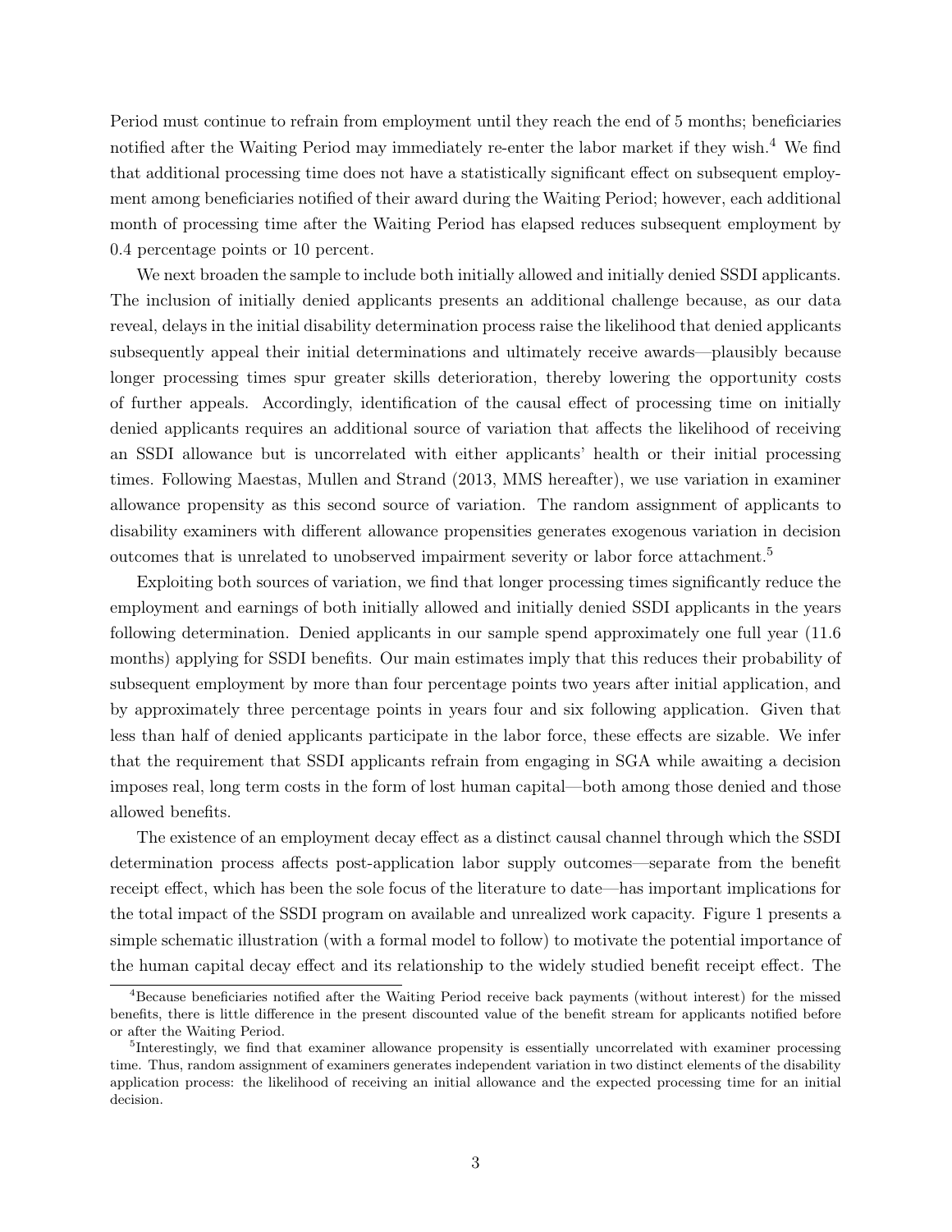Period must continue to refrain from employment until they reach the end of 5 months; beneficiaries notified after the Waiting Period may immediately re-enter the labor market if they wish.[4] We find that additional processing time does not have a statistically significant effect on subsequent employment among beneficiaries notified of their award during the Waiting Period; however, each additional month of processing time after the Waiting Period has elapsed reduces subsequent employment by 0.4 percentage points or 10 percent.

We next broaden the sample to include both initially allowed and initially denied SSDI applicants. The inclusion of initially denied applicants presents an additional challenge because, as our data reveal, delays in the initial disability determination process raise the likelihood that denied applicants subsequently appeal their initial determinations and ultimately receive awards—plausibly because longer processing times spur greater skills deterioration, thereby lowering the opportunity costs of further appeals. Accordingly, identification of the causal effect of processing time on initially denied applicants requires an additional source of variation that affects the likelihood of receiving an SSDI allowance but is uncorrelated with either applicants' health or their initial processing times. Following Maestas, Mullen and Strand (2013, MMS hereafter), we use variation in examiner allowance propensity as this second source of variation. The random assignment of applicants to disability examiners with different allowance propensities generates exogenous variation in decision outcomes that is unrelated to unobserved impairment severity or labor force attachment.[5]

Exploiting both sources of variation, we find that longer processing times significantly reduce the employment and earnings of both initially allowed and initially denied SSDI applicants in the years following determination. Denied applicants in our sample spend approximately one full year (11.6 months) applying for SSDI benefits. Our main estimates imply that this reduces their probability of subsequent employment by more than four percentage points two years after initial application, and by approximately three percentage points in years four and six following application. Given that less than half of denied applicants participate in the labor force, these effects are sizable. We infer that the requirement that SSDI applicants refrain from engaging in SGA while awaiting a decision imposes real, long term costs in the form of lost human capital—both among those denied and those allowed benefits.

The existence of an employment decay effect as a distinct causal channel through which the SSDI determination process affects post-application labor supply outcomes—separate from the benefit receipt effect, which has been the sole focus of the literature to date—has important implications for the total impact of the SSDI program on available and unrealized work capacity. Figure 1 presents a simple schematic illustration (with a formal model to follow) to motivate the potential importance of the human capital decay effect and its relationship to the widely studied benefit receipt effect. The

[4] Because beneficiaries notified after the Waiting Period receive back payments (without interest) for the missed benefits, there is little difference in the present discounted value of the benefit stream for applicants notified before or after the Waiting Period.

[5] Interestingly, we find that examiner allowance propensity is essentially uncorrelated with examiner processing time. Thus, random assignment of examiners generates independent variation in two distinct elements of the disability application process: the likelihood of receiving an initial allowance and the expected processing time for an initial decision.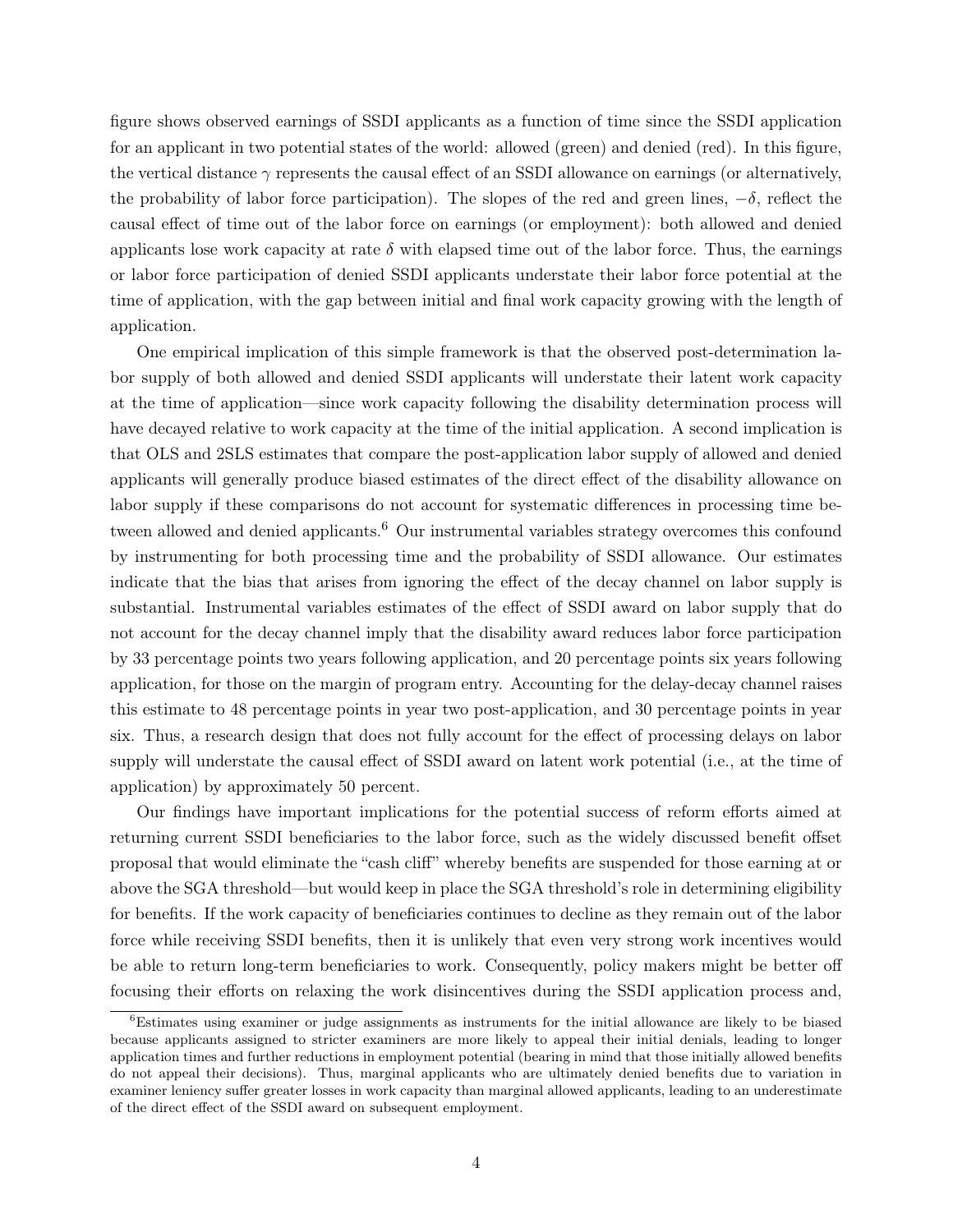figure shows observed earnings of SSDI applicants as a function of time since the SSDI application for an applicant in two potential states of the world: allowed (green) and denied (red). In this figure, the vertical distance $\gamma$ represents the causal effect of an SSDI allowance on earnings (or alternatively, the probability of labor force participation). The slopes of the red and green lines, $-\delta$, reflect the causal effect of time out of the labor force on earnings (or employment): both allowed and denied applicants lose work capacity at rate $\delta$ with elapsed time out of the labor force. Thus, the earnings or labor force participation of denied SSDI applicants understate their labor force potential at the time of application, with the gap between initial and final work capacity growing with the length of application.

One empirical implication of this simple framework is that the observed post-determination labor supply of both allowed and denied SSDI applicants will understate their latent work capacity at the time of application—since work capacity following the disability determination process will have decayed relative to work capacity at the time of the initial application. A second implication is that OLS and 2SLS estimates that compare the post-application labor supply of allowed and denied applicants will generally produce biased estimates of the direct effect of the disability allowance on labor supply if these comparisons do not account for systematic differences in processing time between allowed and denied applicants.[6] Our instrumental variables strategy overcomes this confound by instrumenting for both processing time and the probability of SSDI allowance. Our estimates indicate that the bias that arises from ignoring the effect of the decay channel on labor supply is substantial. Instrumental variables estimates of the effect of SSDI award on labor supply that do not account for the decay channel imply that the disability award reduces labor force participation by 33 percentage points two years following application, and 20 percentage points six years following application, for those on the margin of program entry. Accounting for the delay-decay channel raises this estimate to 48 percentage points in year two post-application, and 30 percentage points in year six. Thus, a research design that does not fully account for the effect of processing delays on labor supply will understate the causal effect of SSDI award on latent work potential (i.e., at the time of application) by approximately 50 percent.

Our findings have important implications for the potential success of reform efforts aimed at returning current SSDI beneficiaries to the labor force, such as the widely discussed benefit offset proposal that would eliminate the "cash cliff" whereby benefits are suspended for those earning at or above the SGA threshold—but would keep in place the SGA threshold's role in determining eligibility for benefits. If the work capacity of beneficiaries continues to decline as they remain out of the labor force while receiving SSDI benefits, then it is unlikely that even very strong work incentives would be able to return long-term beneficiaries to work. Consequently, policy makers might be better off focusing their efforts on relaxing the work disincentives during the SSDI application process and,

[6] Estimates using examiner or judge assignments as instruments for the initial allowance are likely to be biased because applicants assigned to stricter examiners are more likely to appeal their initial denials, leading to longer application times and further reductions in employment potential (bearing in mind that those initially allowed benefits do not appeal their decisions). Thus, marginal applicants who are ultimately denied benefits due to variation in examiner leniency suffer greater losses in work capacity than marginal allowed applicants, leading to an underestimate of the direct effect of the SSDI award on subsequent employment.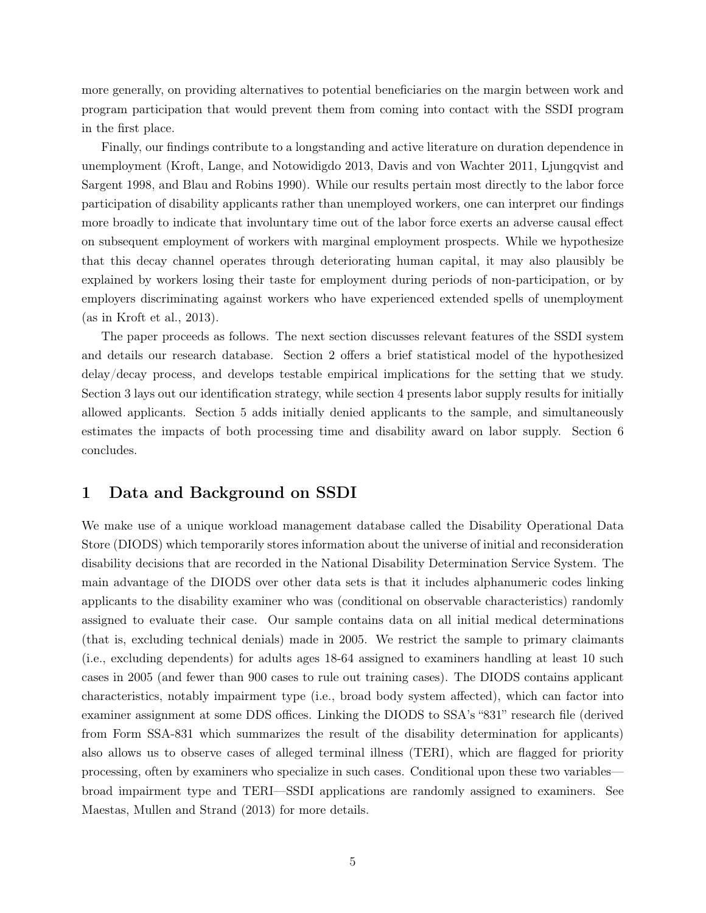more generally, on providing alternatives to potential beneficiaries on the margin between work and program participation that would prevent them from coming into contact with the SSDI program in the first place.

Finally, our findings contribute to a longstanding and active literature on duration dependence in unemployment (Kroft, Lange, and Notowidigdo 2013, Davis and von Wachter 2011, Ljungqvist and Sargent 1998, and Blau and Robins 1990). While our results pertain most directly to the labor force participation of disability applicants rather than unemployed workers, one can interpret our findings more broadly to indicate that involuntary time out of the labor force exerts an adverse causal effect on subsequent employment of workers with marginal employment prospects. While we hypothesize that this decay channel operates through deteriorating human capital, it may also plausibly be explained by workers losing their taste for employment during periods of non-participation, or by employers discriminating against workers who have experienced extended spells of unemployment (as in Kroft et al., 2013).

The paper proceeds as follows. The next section discusses relevant features of the SSDI system and details our research database. Section 2 offers a brief statistical model of the hypothesized delay/decay process, and develops testable empirical implications for the setting that we study. Section 3 lays out our identification strategy, while section 4 presents labor supply results for initially allowed applicants. Section 5 adds initially denied applicants to the sample, and simultaneously estimates the impacts of both processing time and disability award on labor supply. Section 6 concludes.

# 1 Data and Background on SSDI

We make use of a unique workload management database called the Disability Operational Data Store (DIODS) which temporarily stores information about the universe of initial and reconsideration disability decisions that are recorded in the National Disability Determination Service System. The main advantage of the DIODS over other data sets is that it includes alphanumeric codes linking applicants to the disability examiner who was (conditional on observable characteristics) randomly assigned to evaluate their case. Our sample contains data on all initial medical determinations (that is, excluding technical denials) made in 2005. We restrict the sample to primary claimants (i.e., excluding dependents) for adults ages 18-64 assigned to examiners handling at least 10 such cases in 2005 (and fewer than 900 cases to rule out training cases). The DIODS contains applicant characteristics, notably impairment type (i.e., broad body system affected), which can factor into examiner assignment at some DDS offices. Linking the DIODS to SSA's "831" research file (derived from Form SSA-831 which summarizes the result of the disability determination for applicants) also allows us to observe cases of alleged terminal illness (TERI), which are flagged for priority processing, often by examiners who specialize in such cases. Conditional upon these two variables—broad impairment type and TERI—SSDI applications are randomly assigned to examiners. See Maestas, Mullen and Strand (2013) for more details.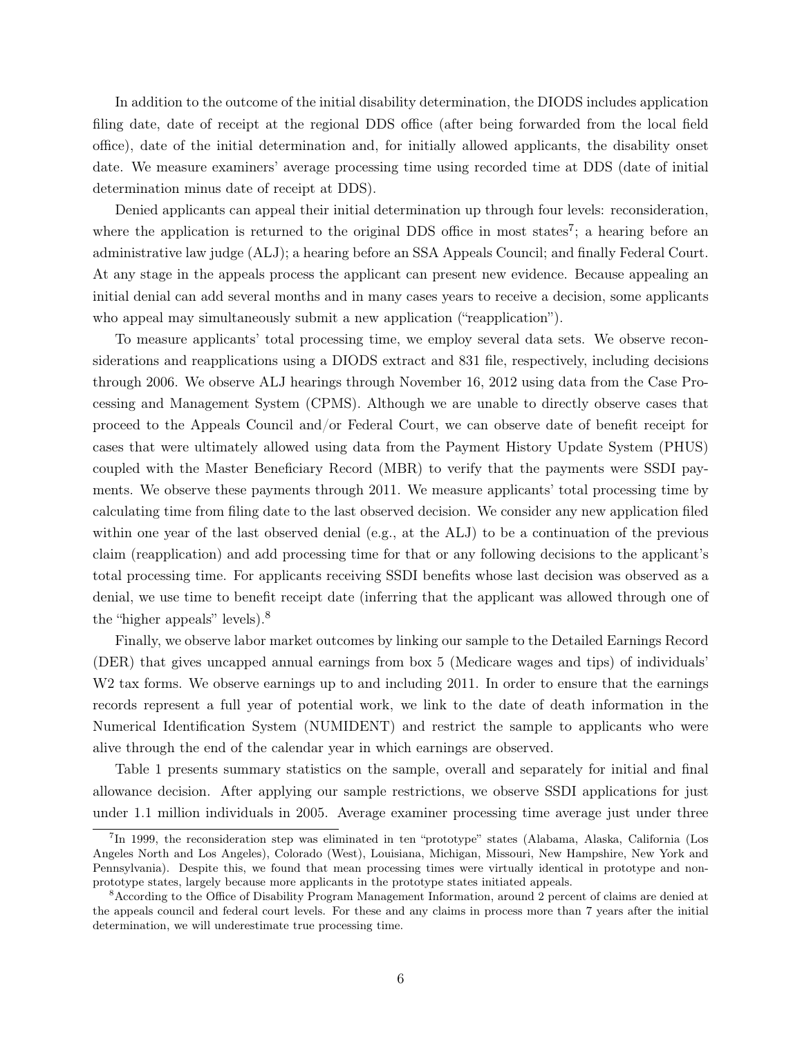In addition to the outcome of the initial disability determination, the DIODS includes application filing date, date of receipt at the regional DDS office (after being forwarded from the local field office), date of the initial determination and, for initially allowed applicants, the disability onset date. We measure examiners' average processing time using recorded time at DDS (date of initial determination minus date of receipt at DDS).

Denied applicants can appeal their initial determination up through four levels: reconsideration, where the application is returned to the original DDS office in most states[7]; a hearing before an administrative law judge (ALJ); a hearing before an SSA Appeals Council; and finally Federal Court. At any stage in the appeals process the applicant can present new evidence. Because appealing an initial denial can add several months and in many cases years to receive a decision, some applicants who appeal may simultaneously submit a new application ("reapplication").

To measure applicants' total processing time, we employ several data sets. We observe reconsiderations and reapplications using a DIODS extract and 831 file, respectively, including decisions through 2006. We observe ALJ hearings through November 16, 2012 using data from the Case Processing and Management System (CPMS). Although we are unable to directly observe cases that proceed to the Appeals Council and/or Federal Court, we can observe date of benefit receipt for cases that were ultimately allowed using data from the Payment History Update System (PHUS) coupled with the Master Beneficiary Record (MBR) to verify that the payments were SSDI payments. We observe these payments through 2011. We measure applicants' total processing time by calculating time from filing date to the last observed decision. We consider any new application filed within one year of the last observed denial (e.g., at the ALJ) to be a continuation of the previous claim (reapplication) and add processing time for that or any following decisions to the applicant's total processing time. For applicants receiving SSDI benefits whose last decision was observed as a denial, we use time to benefit receipt date (inferring that the applicant was allowed through one of the "higher appeals" levels).[8]

Finally, we observe labor market outcomes by linking our sample to the Detailed Earnings Record (DER) that gives uncapped annual earnings from box 5 (Medicare wages and tips) of individuals' W2 tax forms. We observe earnings up to and including 2011. In order to ensure that the earnings records represent a full year of potential work, we link to the date of death information in the Numerical Identification System (NUMIDENT) and restrict the sample to applicants who were alive through the end of the calendar year in which earnings are observed.

Table 1 presents summary statistics on the sample, overall and separately for initial and final allowance decision. After applying our sample restrictions, we observe SSDI applications for just under 1.1 million individuals in 2005. Average examiner processing time average just under three

[7]In 1999, the reconsideration step was eliminated in ten "prototype" states (Alabama, Alaska, California (Los Angeles North and Los Angeles), Colorado (West), Louisiana, Michigan, Missouri, New Hampshire, New York and Pennsylvania). Despite this, we found that mean processing times were virtually identical in prototype and non-prototype states, largely because more applicants in the prototype states initiated appeals.

[8]According to the Office of Disability Program Management Information, around 2 percent of claims are denied at the appeals council and federal court levels. For these and any claims in process more than 7 years after the initial determination, we will underestimate true processing time.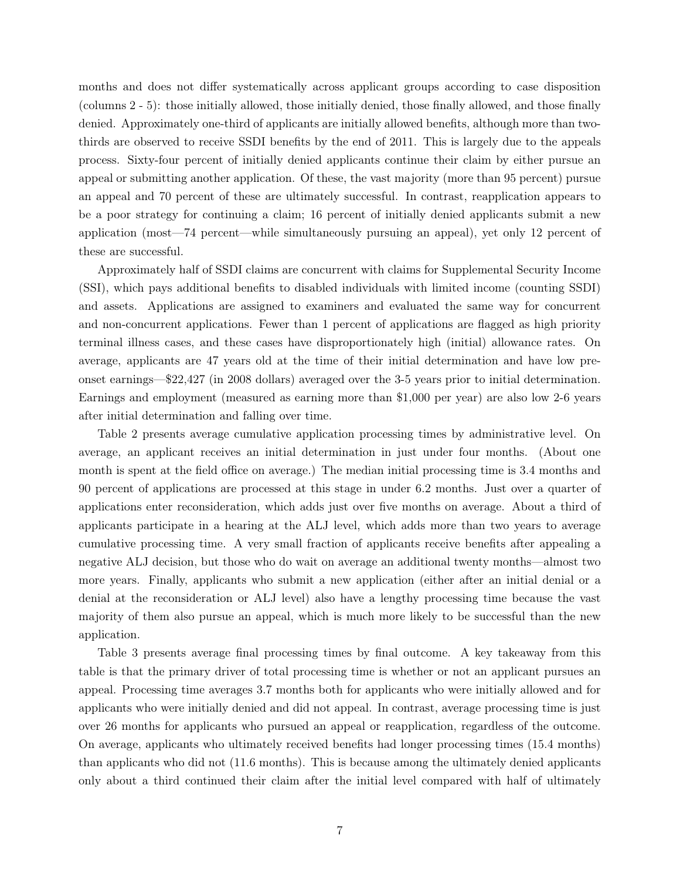months and does not differ systematically across applicant groups according to case disposition (columns 2 - 5): those initially allowed, those initially denied, those finally allowed, and those finally denied. Approximately one-third of applicants are initially allowed benefits, although more than two-thirds are observed to receive SSDI benefits by the end of 2011. This is largely due to the appeals process. Sixty-four percent of initially denied applicants continue their claim by either pursue an appeal or submitting another application. Of these, the vast majority (more than 95 percent) pursue an appeal and 70 percent of these are ultimately successful. In contrast, reapplication appears to be a poor strategy for continuing a claim; 16 percent of initially denied applicants submit a new application (most—74 percent—while simultaneously pursuing an appeal), yet only 12 percent of these are successful.

Approximately half of SSDI claims are concurrent with claims for Supplemental Security Income (SSI), which pays additional benefits to disabled individuals with limited income (counting SSDI) and assets. Applications are assigned to examiners and evaluated the same way for concurrent and non-concurrent applications. Fewer than 1 percent of applications are flagged as high priority terminal illness cases, and these cases have disproportionately high (initial) allowance rates. On average, applicants are 47 years old at the time of their initial determination and have low pre-onset earnings—$22,427 (in 2008 dollars) averaged over the 3-5 years prior to initial determination. Earnings and employment (measured as earning more than $1,000 per year) are also low 2-6 years after initial determination and falling over time.

Table 2 presents average cumulative application processing times by administrative level. On average, an applicant receives an initial determination in just under four months. (About one month is spent at the field office on average.) The median initial processing time is 3.4 months and 90 percent of applications are processed at this stage in under 6.2 months. Just over a quarter of applications enter reconsideration, which adds just over five months on average. About a third of applicants participate in a hearing at the ALJ level, which adds more than two years to average cumulative processing time. A very small fraction of applicants receive benefits after appealing a negative ALJ decision, but those who do wait on average an additional twenty months—almost two more years. Finally, applicants who submit a new application (either after an initial denial or a denial at the reconsideration or ALJ level) also have a lengthy processing time because the vast majority of them also pursue an appeal, which is much more likely to be successful than the new application.

Table 3 presents average final processing times by final outcome. A key takeaway from this table is that the primary driver of total processing time is whether or not an applicant pursues an appeal. Processing time averages 3.7 months both for applicants who were initially allowed and for applicants who were initially denied and did not appeal. In contrast, average processing time is just over 26 months for applicants who pursued an appeal or reapplication, regardless of the outcome. On average, applicants who ultimately received benefits had longer processing times (15.4 months) than applicants who did not (11.6 months). This is because among the ultimately denied applicants only about a third continued their claim after the initial level compared with half of ultimately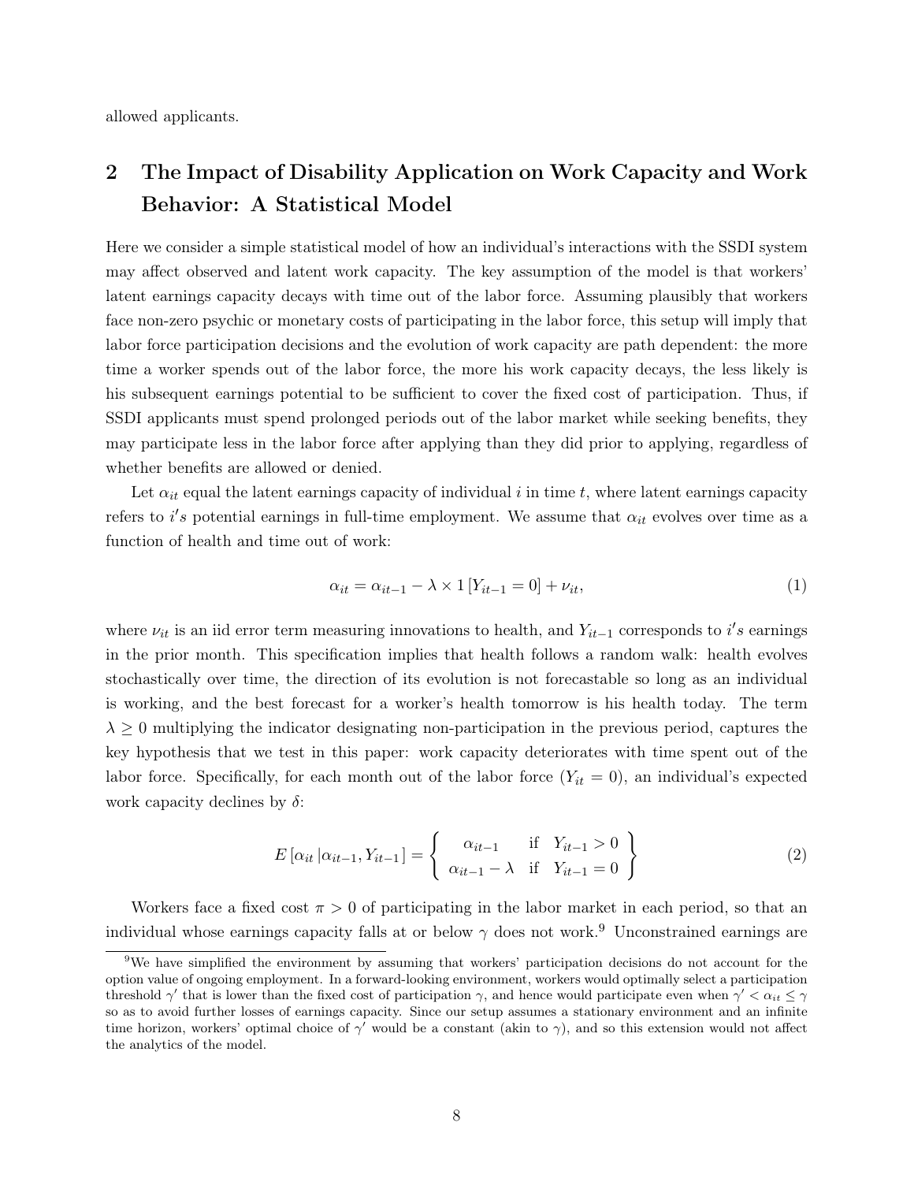allowed applicants.

## 2 The Impact of Disability Application on Work Capacity and Work Behavior: A Statistical Model

Here we consider a simple statistical model of how an individual's interactions with the SSDI system may affect observed and latent work capacity. The key assumption of the model is that workers' latent earnings capacity decays with time out of the labor force. Assuming plausibly that workers face non-zero psychic or monetary costs of participating in the labor force, this setup will imply that labor force participation decisions and the evolution of work capacity are path dependent: the more time a worker spends out of the labor force, the more his work capacity decays, the less likely is his subsequent earnings potential to be sufficient to cover the fixed cost of participation. Thus, if SSDI applicants must spend prolonged periods out of the labor market while seeking benefits, they may participate less in the labor force after applying than they did prior to applying, regardless of whether benefits are allowed or denied.

Let $\alpha_{it}$ equal the latent earnings capacity of individual $i$ in time $t$, where latent earnings capacity refers to $i's$ potential earnings in full-time employment. We assume that $\alpha_{it}$ evolves over time as a function of health and time out of work:

$$\alpha_{it} = \alpha_{it-1} - \lambda \times 1\left[Y_{it-1} = 0\right] + \nu_{it}, \tag{1}$$

where $\nu_{it}$ is an iid error term measuring innovations to health, and $Y_{it-1}$ corresponds to $i's$ earnings in the prior month. This specification implies that health follows a random walk: health evolves stochastically over time, the direction of its evolution is not forecastable so long as an individual is working, and the best forecast for a worker's health tomorrow is his health today. The term $\lambda \geq 0$ multiplying the indicator designating non-participation in the previous period, captures the key hypothesis that we test in this paper: work capacity deteriorates with time spent out of the labor force. Specifically, for each month out of the labor force ($Y_{it} = 0$), an individual's expected work capacity declines by $\delta$:

$$E\left[\alpha_{it} \left| \alpha_{it-1}, Y_{it-1}\right.\right] = \left\{ \begin{array}{cc} \alpha_{it-1} & \text{if} \quad Y_{it-1} > 0 \\ \alpha_{it-1} - \lambda & \text{if} \quad Y_{it-1} = 0 \end{array} \right\} \tag{2}$$

Workers face a fixed cost $\pi > 0$ of participating in the labor market in each period, so that an individual whose earnings capacity falls at or below $\gamma$ does not work.[9] Unconstrained earnings are

[9] We have simplified the environment by assuming that workers' participation decisions do not account for the option value of ongoing employment. In a forward-looking environment, workers would optimally select a participation threshold $\gamma'$ that is lower than the fixed cost of participation $\gamma$, and hence would participate even when $\gamma' < \alpha_{it} \leq \gamma$ so as to avoid further losses of earnings capacity. Since our setup assumes a stationary environment and an infinite time horizon, workers' optimal choice of $\gamma'$ would be a constant (akin to $\gamma$), and so this extension would not affect the analytics of the model.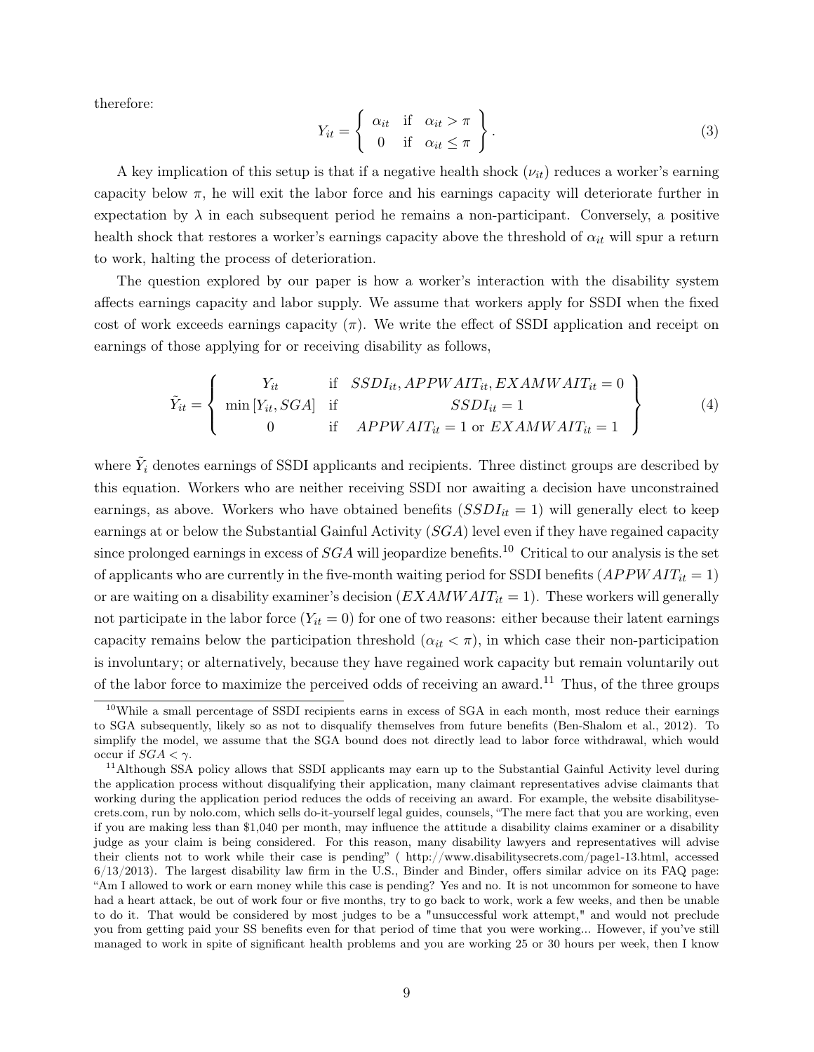therefore:

$$Y_{it} = \left\{ \begin{array}{ll} \alpha_{it} & \text{if} \quad \alpha_{it} > \pi \\ 0 & \text{if} \quad \alpha_{it} \leq \pi \end{array} \right\}. \tag{3}$$

A key implication of this setup is that if a negative health shock ($\nu_{it}$) reduces a worker's earning capacity below $\pi$, he will exit the labor force and his earnings capacity will deteriorate further in expectation by $\lambda$ in each subsequent period he remains a non-participant. Conversely, a positive health shock that restores a worker's earnings capacity above the threshold of $\alpha_{it}$ will spur a return to work, halting the process of deterioration.

The question explored by our paper is how a worker's interaction with the disability system affects earnings capacity and labor supply. We assume that workers apply for SSDI when the fixed cost of work exceeds earnings capacity ($\pi$). We write the effect of SSDI application and receipt on earnings of those applying for or receiving disability as follows,

$$\tilde{Y}_{it} = \left\{ \begin{array}{lll} Y_{it} & \text{if} & SSDI_{it}, APPWAIT_{it}, EXAMWAIT_{it} = 0 \\ \min\left[Y_{it}, SGA\right] & \text{if} & SSDI_{it} = 1 \\ 0 & \text{if} & APPWAIT_{it} = 1 \text{ or } EXAMWAIT_{it} = 1 \end{array} \right\} \tag{4}$$

where $\tilde{Y}_i$ denotes earnings of SSDI applicants and recipients. Three distinct groups are described by this equation. Workers who are neither receiving SSDI nor awaiting a decision have unconstrained earnings, as above. Workers who have obtained benefits ($SSDI_{it} = 1$) will generally elect to keep earnings at or below the Substantial Gainful Activity ($SGA$) level even if they have regained capacity since prolonged earnings in excess of $SGA$ will jeopardize benefits.[10] Critical to our analysis is the set of applicants who are currently in the five-month waiting period for SSDI benefits ($APPWAIT_{it} = 1$) or are waiting on a disability examiner's decision ($EXAMWAIT_{it} = 1$). These workers will generally not participate in the labor force ($Y_{it} = 0$) for one of two reasons: either because their latent earnings capacity remains below the participation threshold ($\alpha_{it} < \pi$), in which case their non-participation is involuntary; or alternatively, because they have regained work capacity but remain voluntarily out of the labor force to maximize the perceived odds of receiving an award.[11] Thus, of the three groups

[10] While a small percentage of SSDI recipients earns in excess of SGA in each month, most reduce their earnings to SGA subsequently, likely so as not to disqualify themselves from future benefits (Ben-Shalom et al., 2012). To simplify the model, we assume that the SGA bound does not directly lead to labor force withdrawal, which would occur if $SGA < \gamma$.

[11] Although SSA policy allows that SSDI applicants may earn up to the Substantial Gainful Activity level during the application process without disqualifying their application, many claimant representatives advise claimants that working during the application period reduces the odds of receiving an award. For example, the website disabilitysecrets.com, run by nolo.com, which sells do-it-yourself legal guides, counsels, "The mere fact that you are working, even if you are making less than $1,040 per month, may influence the attitude a disability claims examiner or a disability judge as your claim is being considered. For this reason, many disability lawyers and representatives will advise their clients not to work while their case is pending" ( http://www.disabilitysecrets.com/page1-13.html, accessed 6/13/2013). The largest disability law firm in the U.S., Binder and Binder, offers similar advice on its FAQ page: "Am I allowed to work or earn money while this case is pending? Yes and no. It is not uncommon for someone to have had a heart attack, be out of work four or five months, try to go back to work, work a few weeks, and then be unable to do it. That would be considered by most judges to be a "unsuccessful work attempt," and would not preclude you from getting paid your SS benefits even for that period of time that you were working... However, if you've still managed to work in spite of significant health problems and you are working 25 or 30 hours per week, then I know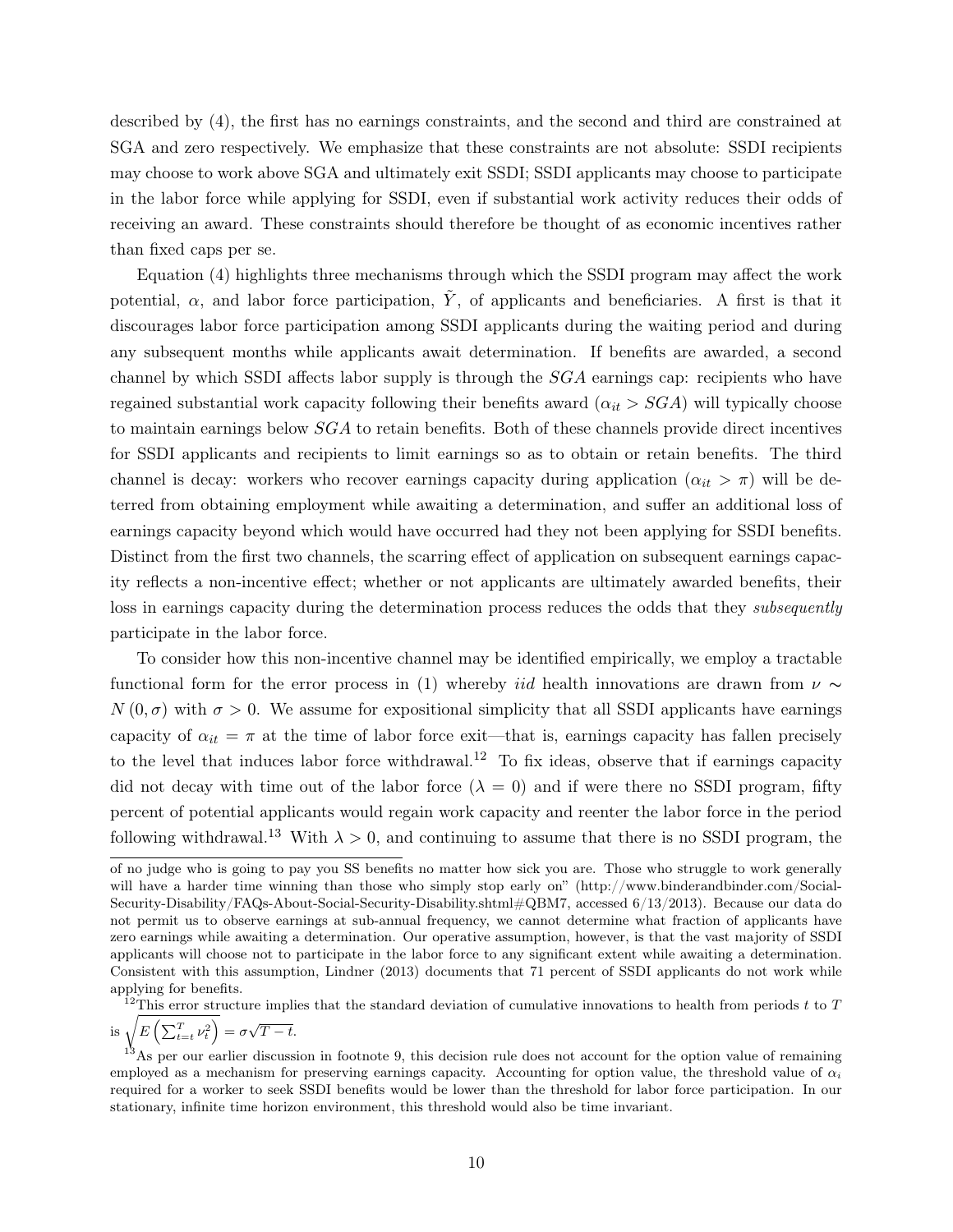described by (4), the first has no earnings constraints, and the second and third are constrained at SGA and zero respectively. We emphasize that these constraints are not absolute: SSDI recipients may choose to work above SGA and ultimately exit SSDI; SSDI applicants may choose to participate in the labor force while applying for SSDI, even if substantial work activity reduces their odds of receiving an award. These constraints should therefore be thought of as economic incentives rather than fixed caps per se.

Equation (4) highlights three mechanisms through which the SSDI program may affect the work potential, $\alpha$, and labor force participation, $\tilde{Y}$, of applicants and beneficiaries. A first is that it discourages labor force participation among SSDI applicants during the waiting period and during any subsequent months while applicants await determination. If benefits are awarded, a second channel by which SSDI affects labor supply is through the $SGA$ earnings cap: recipients who have regained substantial work capacity following their benefits award ($\alpha_{it} > SGA$) will typically choose to maintain earnings below $SGA$ to retain benefits. Both of these channels provide direct incentives for SSDI applicants and recipients to limit earnings so as to obtain or retain benefits. The third channel is decay: workers who recover earnings capacity during application ($\alpha_{it} > \pi$) will be deterred from obtaining employment while awaiting a determination, and suffer an additional loss of earnings capacity beyond which would have occurred had they not been applying for SSDI benefits. Distinct from the first two channels, the scarring effect of application on subsequent earnings capacity reflects a non-incentive effect; whether or not applicants are ultimately awarded benefits, their loss in earnings capacity during the determination process reduces the odds that they *subsequently* participate in the labor force.

To consider how this non-incentive channel may be identified empirically, we employ a tractable functional form for the error process in (1) whereby *iid* health innovations are drawn from $\nu \sim N(0, \sigma)$ with $\sigma > 0$. We assume for expositional simplicity that all SSDI applicants have earnings capacity of $\alpha_{it} = \pi$ at the time of labor force exit—that is, earnings capacity has fallen precisely to the level that induces labor force withdrawal.[12] To fix ideas, observe that if earnings capacity did not decay with time out of the labor force ($\lambda = 0$) and if were there no SSDI program, fifty percent of potential applicants would regain work capacity and reenter the labor force in the period following withdrawal.[13] With $\lambda > 0$, and continuing to assume that there is no SSDI program, the

of no judge who is going to pay you SS benefits no matter how sick you are. Those who struggle to work generally will have a harder time winning than those who simply stop early on" (http://www.binderandbinder.com/Social-Security-Disability/FAQs-About-Social-Security-Disability.shtml#QBM7, accessed 6/13/2013). Because our data do not permit us to observe earnings at sub-annual frequency, we cannot determine what fraction of applicants have zero earnings while awaiting a determination. Our operative assumption, however, is that the vast majority of SSDI applicants will choose not to participate in the labor force to any significant extent while awaiting a determination. Consistent with this assumption, Lindner (2013) documents that 71 percent of SSDI applicants do not work while applying for benefits.

[12] This error structure implies that the standard deviation of cumulative innovations to health from periods $t$ to $T$ is $\sqrt{E\left(\sum_{t=t}^{T} \nu_t^2\right)} = \sigma\sqrt{T-t}$.

[13] As per our earlier discussion in footnote 9, this decision rule does not account for the option value of remaining employed as a mechanism for preserving earnings capacity. Accounting for option value, the threshold value of $\alpha_i$ required for a worker to seek SSDI benefits would be lower than the threshold for labor force participation. In our stationary, infinite time horizon environment, this threshold would also be time invariant.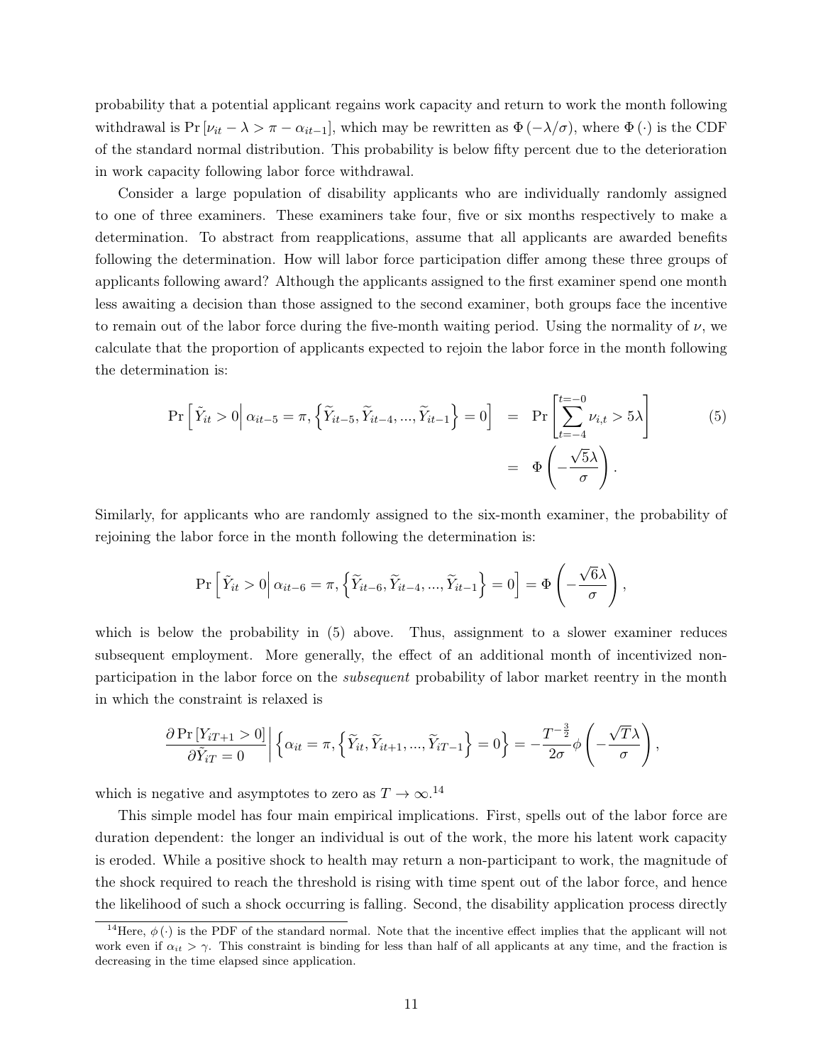probability that a potential applicant regains work capacity and return to work the month following withdrawal is $\Pr\left[\nu_{it} - \lambda > \pi - \alpha_{it-1}\right]$, which may be rewritten as $\Phi\left(-\lambda/\sigma\right)$, where $\Phi\left(\cdot\right)$ is the CDF of the standard normal distribution. This probability is below fifty percent due to the deterioration in work capacity following labor force withdrawal.

Consider a large population of disability applicants who are individually randomly assigned to one of three examiners. These examiners take four, five or six months respectively to make a determination. To abstract from reapplications, assume that all applicants are awarded benefits following the determination. How will labor force participation differ among these three groups of applicants following award? Although the applicants assigned to the first examiner spend one month less awaiting a decision than those assigned to the second examiner, both groups face the incentive to remain out of the labor force during the five-month waiting period. Using the normality of $\nu$, we calculate that the proportion of applicants expected to rejoin the labor force in the month following the determination is:

$$\begin{aligned} \Pr\left[\tilde{Y}_{it} > 0 \middle| \alpha_{it-5} = \pi, \left\{\widetilde{Y}_{it-5}, \widetilde{Y}_{it-4}, ..., \widetilde{Y}_{it-1}\right\} = 0\right] &= \Pr\left[\sum_{t=-4}^{t=-0} \nu_{i,t} > 5\lambda\right] \qquad (5) \\ &= \Phi\left(-\frac{\sqrt{5}\lambda}{\sigma}\right). \end{aligned}$$

Similarly, for applicants who are randomly assigned to the six-month examiner, the probability of rejoining the labor force in the month following the determination is:

$$\Pr\left[\tilde{Y}_{it} > 0 \middle| \alpha_{it-6} = \pi, \left\{\widetilde{Y}_{it-6}, \widetilde{Y}_{it-4}, ..., \widetilde{Y}_{it-1}\right\} = 0\right] = \Phi\left(-\frac{\sqrt{6}\lambda}{\sigma}\right),$$

which is below the probability in (5) above. Thus, assignment to a slower examiner reduces subsequent employment. More generally, the effect of an additional month of incentivized non-participation in the labor force on the *subsequent* probability of labor market reentry in the month in which the constraint is relaxed is

$$\left.\frac{\partial \Pr\left[Y_{iT+1} > 0\right]}{\partial \tilde{Y}_{iT} = 0}\right| \left\{\alpha_{it} = \pi, \left\{\widetilde{Y}_{it}, \widetilde{Y}_{it+1}, ..., \widetilde{Y}_{iT-1}\right\} = 0\right\} = -\frac{T^{-\frac{3}{2}}}{2\sigma}\phi\left(-\frac{\sqrt{T}\lambda}{\sigma}\right),$$

which is negative and asymptotes to zero as $T \to \infty$.[14]

This simple model has four main empirical implications. First, spells out of the labor force are duration dependent: the longer an individual is out of the work, the more his latent work capacity is eroded. While a positive shock to health may return a non-participant to work, the magnitude of the shock required to reach the threshold is rising with time spent out of the labor force, and hence the likelihood of such a shock occurring is falling. Second, the disability application process directly

[14]Here, $\phi\left(\cdot\right)$ is the PDF of the standard normal. Note that the incentive effect implies that the applicant will not work even if $\alpha_{it} > \gamma$. This constraint is binding for less than half of all applicants at any time, and the fraction is decreasing in the time elapsed since application.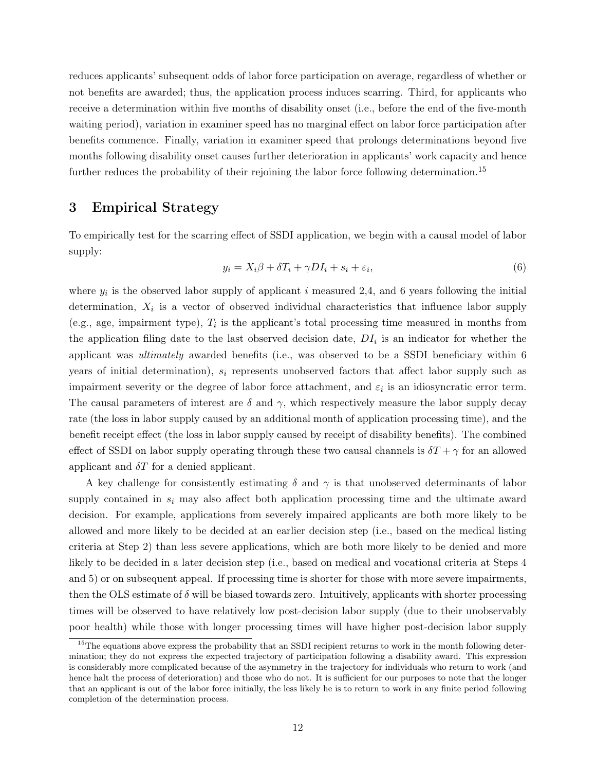reduces applicants' subsequent odds of labor force participation on average, regardless of whether or not benefits are awarded; thus, the application process induces scarring. Third, for applicants who receive a determination within five months of disability onset (i.e., before the end of the five-month waiting period), variation in examiner speed has no marginal effect on labor force participation after benefits commence. Finally, variation in examiner speed that prolongs determinations beyond five months following disability onset causes further deterioration in applicants' work capacity and hence further reduces the probability of their rejoining the labor force following determination.[15]

## 3 Empirical Strategy

To empirically test for the scarring effect of SSDI application, we begin with a causal model of labor supply:

$$y_i = X_i\beta + \delta T_i + \gamma DI_i + s_i + \varepsilon_i, \tag{6}$$

where $y_i$ is the observed labor supply of applicant $i$ measured 2,4, and 6 years following the initial determination, $X_i$ is a vector of observed individual characteristics that influence labor supply (e.g., age, impairment type), $T_i$ is the applicant's total processing time measured in months from the application filing date to the last observed decision date, $DI_i$ is an indicator for whether the applicant was *ultimately* awarded benefits (i.e., was observed to be a SSDI beneficiary within 6 years of initial determination), $s_i$ represents unobserved factors that affect labor supply such as impairment severity or the degree of labor force attachment, and $\varepsilon_i$ is an idiosyncratic error term. The causal parameters of interest are $\delta$ and $\gamma$, which respectively measure the labor supply decay rate (the loss in labor supply caused by an additional month of application processing time), and the benefit receipt effect (the loss in labor supply caused by receipt of disability benefits). The combined effect of SSDI on labor supply operating through these two causal channels is $\delta T + \gamma$ for an allowed applicant and $\delta T$ for a denied applicant.

A key challenge for consistently estimating $\delta$ and $\gamma$ is that unobserved determinants of labor supply contained in $s_i$ may also affect both application processing time and the ultimate award decision. For example, applications from severely impaired applicants are both more likely to be allowed and more likely to be decided at an earlier decision step (i.e., based on the medical listing criteria at Step 2) than less severe applications, which are both more likely to be denied and more likely to be decided in a later decision step (i.e., based on medical and vocational criteria at Steps 4 and 5) or on subsequent appeal. If processing time is shorter for those with more severe impairments, then the OLS estimate of $\delta$ will be biased towards zero. Intuitively, applicants with shorter processing times will be observed to have relatively low post-decision labor supply (due to their unobservably poor health) while those with longer processing times will have higher post-decision labor supply

[15]The equations above express the probability that an SSDI recipient returns to work in the month following determination; they do not express the expected trajectory of participation following a disability award. This expression is considerably more complicated because of the asymmetry in the trajectory for individuals who return to work (and hence halt the process of deterioration) and those who do not. It is sufficient for our purposes to note that the longer that an applicant is out of the labor force initially, the less likely he is to return to work in any finite period following completion of the determination process.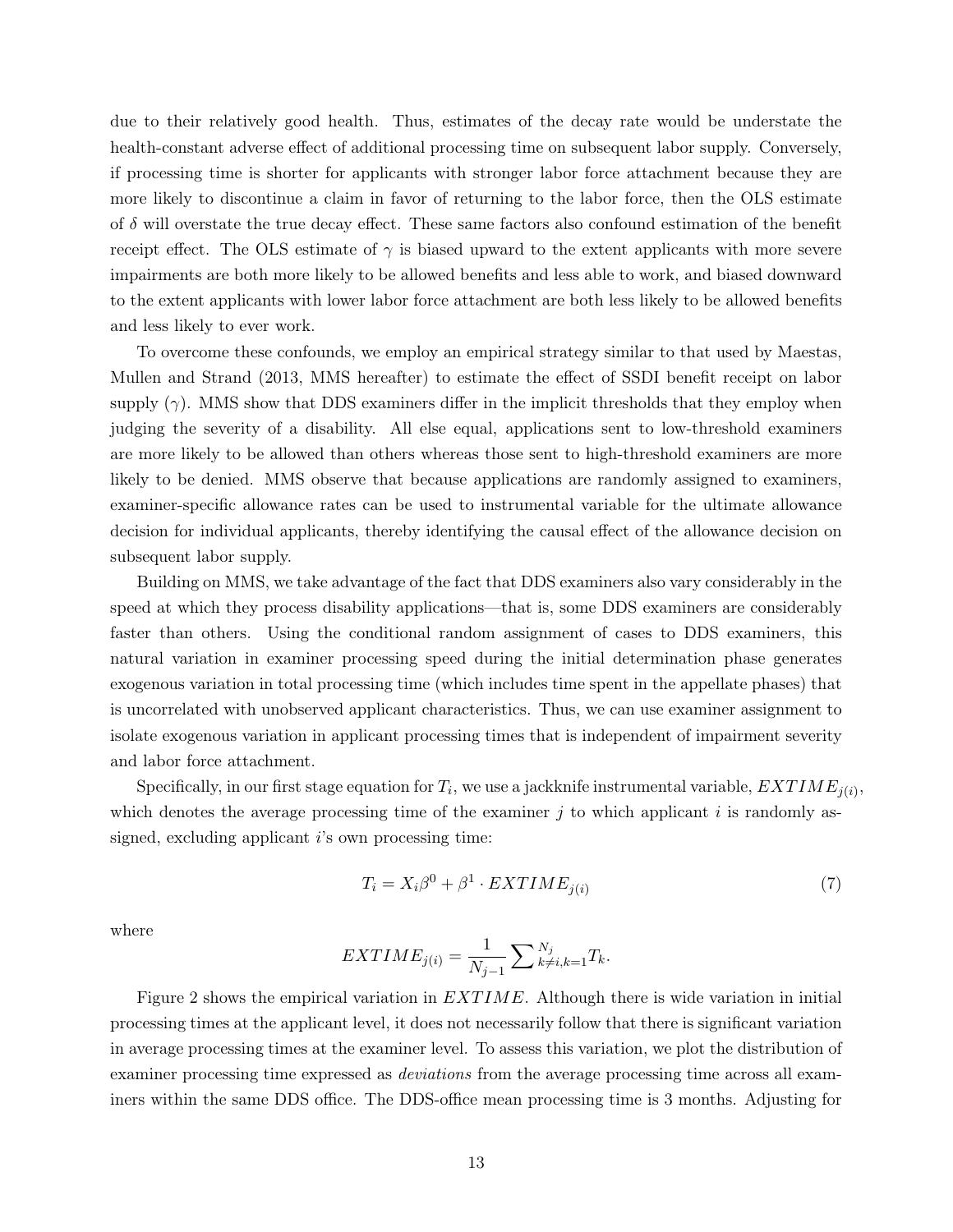due to their relatively good health. Thus, estimates of the decay rate would be understate the health-constant adverse effect of additional processing time on subsequent labor supply. Conversely, if processing time is shorter for applicants with stronger labor force attachment because they are more likely to discontinue a claim in favor of returning to the labor force, then the OLS estimate of $\delta$ will overstate the true decay effect. These same factors also confound estimation of the benefit receipt effect. The OLS estimate of $\gamma$ is biased upward to the extent applicants with more severe impairments are both more likely to be allowed benefits and less able to work, and biased downward to the extent applicants with lower labor force attachment are both less likely to be allowed benefits and less likely to ever work.

To overcome these confounds, we employ an empirical strategy similar to that used by Maestas, Mullen and Strand (2013, MMS hereafter) to estimate the effect of SSDI benefit receipt on labor supply ($\gamma$). MMS show that DDS examiners differ in the implicit thresholds that they employ when judging the severity of a disability. All else equal, applications sent to low-threshold examiners are more likely to be allowed than others whereas those sent to high-threshold examiners are more likely to be denied. MMS observe that because applications are randomly assigned to examiners, examiner-specific allowance rates can be used to instrumental variable for the ultimate allowance decision for individual applicants, thereby identifying the causal effect of the allowance decision on subsequent labor supply.

Building on MMS, we take advantage of the fact that DDS examiners also vary considerably in the speed at which they process disability applications—that is, some DDS examiners are considerably faster than others. Using the conditional random assignment of cases to DDS examiners, this natural variation in examiner processing speed during the initial determination phase generates exogenous variation in total processing time (which includes time spent in the appellate phases) that is uncorrelated with unobserved applicant characteristics. Thus, we can use examiner assignment to isolate exogenous variation in applicant processing times that is independent of impairment severity and labor force attachment.

Specifically, in our first stage equation for $T_i$, we use a jackknife instrumental variable, $EXTIME_{j(i)}$, which denotes the average processing time of the examiner $j$ to which applicant $i$ is randomly assigned, excluding applicant $i$'s own processing time:

$$T_i = X_i\beta^0 + \beta^1 \cdot EXTIME_{j(i)} \tag{7}$$

where

$$EXTIME_{j(i)} = \frac{1}{N_{j-1}} \sum\nolimits_{k \neq i, k=1}^{N_j} T_k.$$

Figure 2 shows the empirical variation in $EXTIME$. Although there is wide variation in initial processing times at the applicant level, it does not necessarily follow that there is significant variation in average processing times at the examiner level. To assess this variation, we plot the distribution of examiner processing time expressed as *deviations* from the average processing time across all examiners within the same DDS office. The DDS-office mean processing time is 3 months. Adjusting for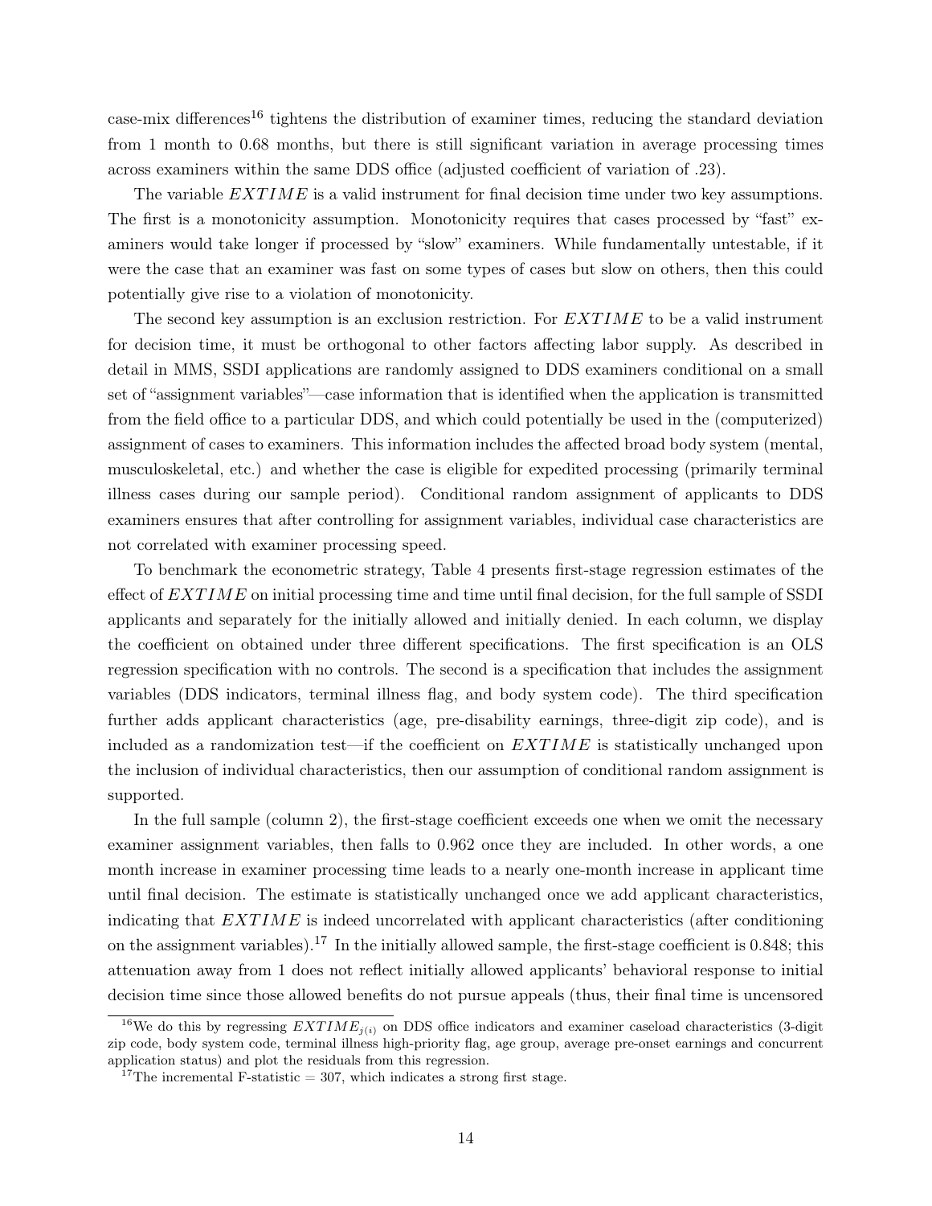case-mix differences[16] tightens the distribution of examiner times, reducing the standard deviation from 1 month to 0.68 months, but there is still significant variation in average processing times across examiners within the same DDS office (adjusted coefficient of variation of .23).

The variable $EXTIME$ is a valid instrument for final decision time under two key assumptions. The first is a monotonicity assumption. Monotonicity requires that cases processed by "fast" examiners would take longer if processed by "slow" examiners. While fundamentally untestable, if it were the case that an examiner was fast on some types of cases but slow on others, then this could potentially give rise to a violation of monotonicity.

The second key assumption is an exclusion restriction. For $EXTIME$ to be a valid instrument for decision time, it must be orthogonal to other factors affecting labor supply. As described in detail in MMS, SSDI applications are randomly assigned to DDS examiners conditional on a small set of "assignment variables"—case information that is identified when the application is transmitted from the field office to a particular DDS, and which could potentially be used in the (computerized) assignment of cases to examiners. This information includes the affected broad body system (mental, musculoskeletal, etc.) and whether the case is eligible for expedited processing (primarily terminal illness cases during our sample period). Conditional random assignment of applicants to DDS examiners ensures that after controlling for assignment variables, individual case characteristics are not correlated with examiner processing speed.

To benchmark the econometric strategy, Table 4 presents first-stage regression estimates of the effect of $EXTIME$ on initial processing time and time until final decision, for the full sample of SSDI applicants and separately for the initially allowed and initially denied. In each column, we display the coefficient on obtained under three different specifications. The first specification is an OLS regression specification with no controls. The second is a specification that includes the assignment variables (DDS indicators, terminal illness flag, and body system code). The third specification further adds applicant characteristics (age, pre-disability earnings, three-digit zip code), and is included as a randomization test—if the coefficient on $EXTIME$ is statistically unchanged upon the inclusion of individual characteristics, then our assumption of conditional random assignment is supported.

In the full sample (column 2), the first-stage coefficient exceeds one when we omit the necessary examiner assignment variables, then falls to 0.962 once they are included. In other words, a one month increase in examiner processing time leads to a nearly one-month increase in applicant time until final decision. The estimate is statistically unchanged once we add applicant characteristics, indicating that $EXTIME$ is indeed uncorrelated with applicant characteristics (after conditioning on the assignment variables).[17] In the initially allowed sample, the first-stage coefficient is 0.848; this attenuation away from 1 does not reflect initially allowed applicants' behavioral response to initial decision time since those allowed benefits do not pursue appeals (thus, their final time is uncensored

[16] We do this by regressing $EXTIME_{j(i)}$ on DDS office indicators and examiner caseload characteristics (3-digit zip code, body system code, terminal illness high-priority flag, age group, average pre-onset earnings and concurrent application status) and plot the residuals from this regression.

[17] The incremental F-statistic = 307, which indicates a strong first stage.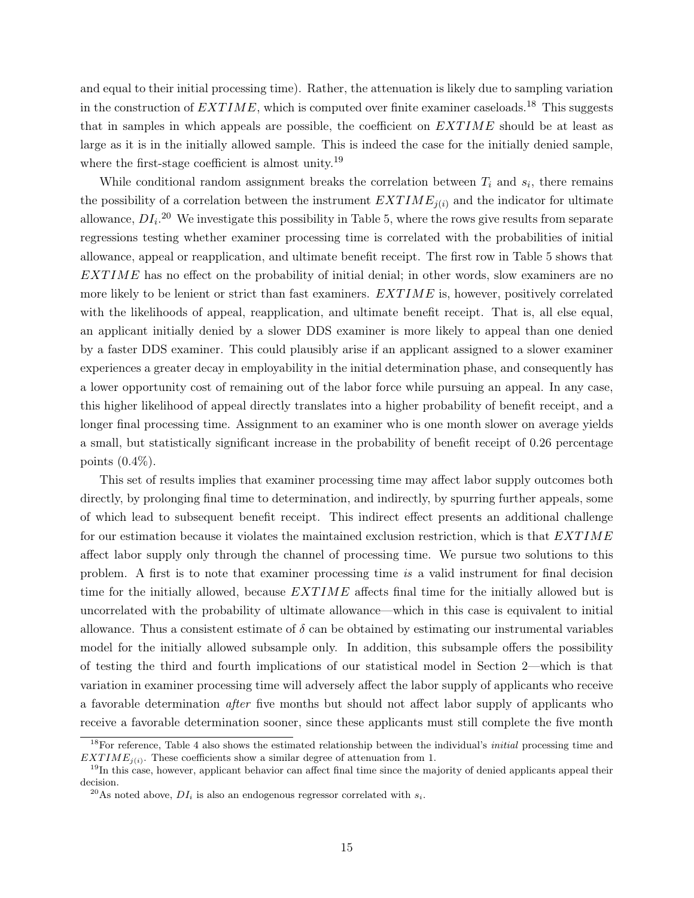and equal to their initial processing time). Rather, the attenuation is likely due to sampling variation in the construction of $EXTIME$, which is computed over finite examiner caseloads.[18] This suggests that in samples in which appeals are possible, the coefficient on $EXTIME$ should be at least as large as it is in the initially allowed sample. This is indeed the case for the initially denied sample, where the first-stage coefficient is almost unity.[19]

While conditional random assignment breaks the correlation between $T_i$ and $s_i$, there remains the possibility of a correlation between the instrument $EXTIME_{j(i)}$ and the indicator for ultimate allowance, $DI_i$.[20] We investigate this possibility in Table 5, where the rows give results from separate regressions testing whether examiner processing time is correlated with the probabilities of initial allowance, appeal or reapplication, and ultimate benefit receipt. The first row in Table 5 shows that $EXTIME$ has no effect on the probability of initial denial; in other words, slow examiners are no more likely to be lenient or strict than fast examiners. $EXTIME$ is, however, positively correlated with the likelihoods of appeal, reapplication, and ultimate benefit receipt. That is, all else equal, an applicant initially denied by a slower DDS examiner is more likely to appeal than one denied by a faster DDS examiner. This could plausibly arise if an applicant assigned to a slower examiner experiences a greater decay in employability in the initial determination phase, and consequently has a lower opportunity cost of remaining out of the labor force while pursuing an appeal. In any case, this higher likelihood of appeal directly translates into a higher probability of benefit receipt, and a longer final processing time. Assignment to an examiner who is one month slower on average yields a small, but statistically significant increase in the probability of benefit receipt of 0.26 percentage points (0.4%).

This set of results implies that examiner processing time may affect labor supply outcomes both directly, by prolonging final time to determination, and indirectly, by spurring further appeals, some of which lead to subsequent benefit receipt. This indirect effect presents an additional challenge for our estimation because it violates the maintained exclusion restriction, which is that $EXTIME$ affect labor supply only through the channel of processing time. We pursue two solutions to this problem. A first is to note that examiner processing time *is* a valid instrument for final decision time for the initially allowed, because $EXTIME$ affects final time for the initially allowed but is uncorrelated with the probability of ultimate allowance—which in this case is equivalent to initial allowance. Thus a consistent estimate of $\delta$ can be obtained by estimating our instrumental variables model for the initially allowed subsample only. In addition, this subsample offers the possibility of testing the third and fourth implications of our statistical model in Section 2—which is that variation in examiner processing time will adversely affect the labor supply of applicants who receive a favorable determination *after* five months but should not affect labor supply of applicants who receive a favorable determination sooner, since these applicants must still complete the five month

[18] For reference, Table 4 also shows the estimated relationship between the individual's *initial* processing time and $EXTIME_{j(i)}$. These coefficients show a similar degree of attenuation from 1.

[19] In this case, however, applicant behavior can affect final time since the majority of denied applicants appeal their decision.

[20] As noted above, $DI_i$ is also an endogenous regressor correlated with $s_i$.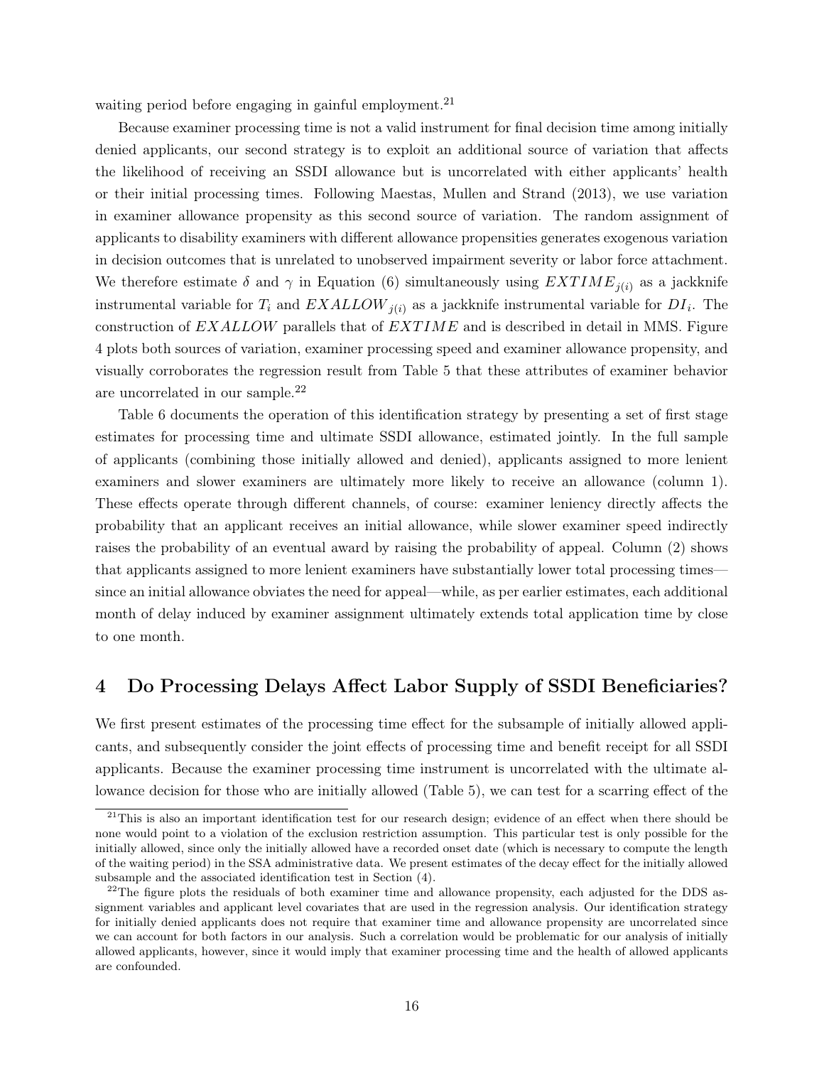waiting period before engaging in gainful employment.[21]

Because examiner processing time is not a valid instrument for final decision time among initially denied applicants, our second strategy is to exploit an additional source of variation that affects the likelihood of receiving an SSDI allowance but is uncorrelated with either applicants' health or their initial processing times. Following Maestas, Mullen and Strand (2013), we use variation in examiner allowance propensity as this second source of variation. The random assignment of applicants to disability examiners with different allowance propensities generates exogenous variation in decision outcomes that is unrelated to unobserved impairment severity or labor force attachment. We therefore estimate $\delta$ and $\gamma$ in Equation (6) simultaneously using $EXTIME_{j(i)}$ as a jackknife instrumental variable for $T_i$ and $EXALLOW_{j(i)}$ as a jackknife instrumental variable for $DI_i$. The construction of $EXALLOW$ parallels that of $EXTIME$ and is described in detail in MMS. Figure 4 plots both sources of variation, examiner processing speed and examiner allowance propensity, and visually corroborates the regression result from Table 5 that these attributes of examiner behavior are uncorrelated in our sample.[22]

Table 6 documents the operation of this identification strategy by presenting a set of first stage estimates for processing time and ultimate SSDI allowance, estimated jointly. In the full sample of applicants (combining those initially allowed and denied), applicants assigned to more lenient examiners and slower examiners are ultimately more likely to receive an allowance (column 1). These effects operate through different channels, of course: examiner leniency directly affects the probability that an applicant receives an initial allowance, while slower examiner speed indirectly raises the probability of an eventual award by raising the probability of appeal. Column (2) shows that applicants assigned to more lenient examiners have substantially lower total processing times—since an initial allowance obviates the need for appeal—while, as per earlier estimates, each additional month of delay induced by examiner assignment ultimately extends total application time by close to one month.

## 4 Do Processing Delays Affect Labor Supply of SSDI Beneficiaries?

We first present estimates of the processing time effect for the subsample of initially allowed applicants, and subsequently consider the joint effects of processing time and benefit receipt for all SSDI applicants. Because the examiner processing time instrument is uncorrelated with the ultimate allowance decision for those who are initially allowed (Table 5), we can test for a scarring effect of the

[21] This is also an important identification test for our research design; evidence of an effect when there should be none would point to a violation of the exclusion restriction assumption. This particular test is only possible for the initially allowed, since only the initially allowed have a recorded onset date (which is necessary to compute the length of the waiting period) in the SSA administrative data. We present estimates of the decay effect for the initially allowed subsample and the associated identification test in Section (4).

[22] The figure plots the residuals of both examiner time and allowance propensity, each adjusted for the DDS assignment variables and applicant level covariates that are used in the regression analysis. Our identification strategy for initially denied applicants does not require that examiner time and allowance propensity are uncorrelated since we can account for both factors in our analysis. Such a correlation would be problematic for our analysis of initially allowed applicants, however, since it would imply that examiner processing time and the health of allowed applicants are confounded.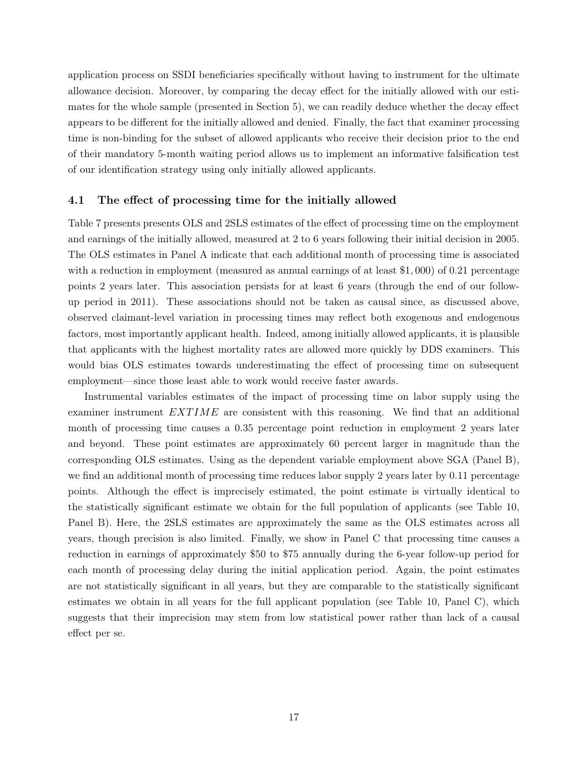application process on SSDI beneficiaries specifically without having to instrument for the ultimate allowance decision. Moreover, by comparing the decay effect for the initially allowed with our estimates for the whole sample (presented in Section 5), we can readily deduce whether the decay effect appears to be different for the initially allowed and denied. Finally, the fact that examiner processing time is non-binding for the subset of allowed applicants who receive their decision prior to the end of their mandatory 5-month waiting period allows us to implement an informative falsification test of our identification strategy using only initially allowed applicants.

### 4.1 The effect of processing time for the initially allowed

Table 7 presents presents OLS and 2SLS estimates of the effect of processing time on the employment and earnings of the initially allowed, measured at 2 to 6 years following their initial decision in 2005. The OLS estimates in Panel A indicate that each additional month of processing time is associated with a reduction in employment (measured as annual earnings of at least \$1,000) of 0.21 percentage points 2 years later. This association persists for at least 6 years (through the end of our follow-up period in 2011). These associations should not be taken as causal since, as discussed above, observed claimant-level variation in processing times may reflect both exogenous and endogenous factors, most importantly applicant health. Indeed, among initially allowed applicants, it is plausible that applicants with the highest mortality rates are allowed more quickly by DDS examiners. This would bias OLS estimates towards underestimating the effect of processing time on subsequent employment—since those least able to work would receive faster awards.

Instrumental variables estimates of the impact of processing time on labor supply using the examiner instrument $EXTIME$ are consistent with this reasoning. We find that an additional month of processing time causes a 0.35 percentage point reduction in employment 2 years later and beyond. These point estimates are approximately 60 percent larger in magnitude than the corresponding OLS estimates. Using as the dependent variable employment above SGA (Panel B), we find an additional month of processing time reduces labor supply 2 years later by 0.11 percentage points. Although the effect is imprecisely estimated, the point estimate is virtually identical to the statistically significant estimate we obtain for the full population of applicants (see Table 10, Panel B). Here, the 2SLS estimates are approximately the same as the OLS estimates across all years, though precision is also limited. Finally, we show in Panel C that processing time causes a reduction in earnings of approximately \$50 to \$75 annually during the 6-year follow-up period for each month of processing delay during the initial application period. Again, the point estimates are not statistically significant in all years, but they are comparable to the statistically significant estimates we obtain in all years for the full applicant population (see Table 10, Panel C), which suggests that their imprecision may stem from low statistical power rather than lack of a causal effect per se.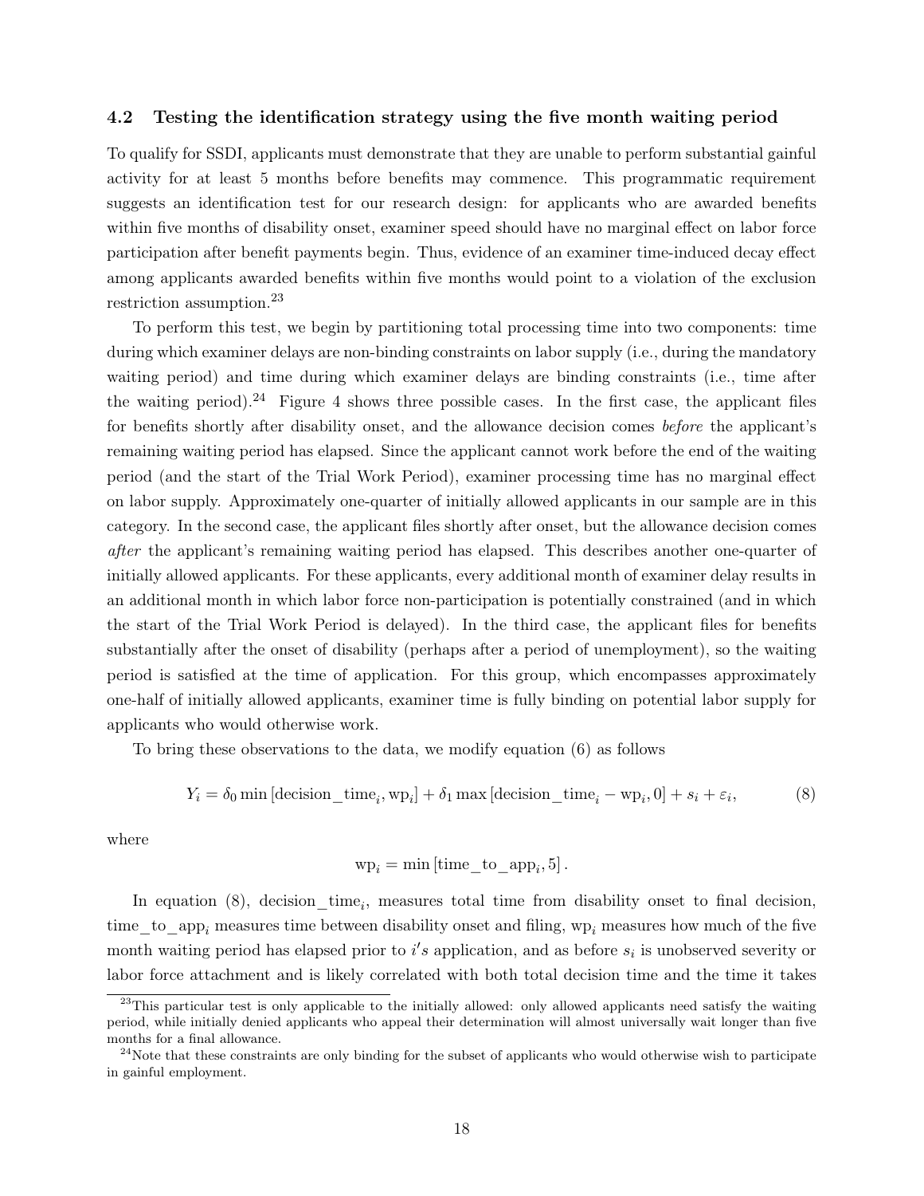### 4.2 Testing the identification strategy using the five month waiting period

To qualify for SSDI, applicants must demonstrate that they are unable to perform substantial gainful activity for at least 5 months before benefits may commence. This programmatic requirement suggests an identification test for our research design: for applicants who are awarded benefits within five months of disability onset, examiner speed should have no marginal effect on labor force participation after benefit payments begin. Thus, evidence of an examiner time-induced decay effect among applicants awarded benefits within five months would point to a violation of the exclusion restriction assumption.[23]

To perform this test, we begin by partitioning total processing time into two components: time during which examiner delays are non-binding constraints on labor supply (i.e., during the mandatory waiting period) and time during which examiner delays are binding constraints (i.e., time after the waiting period).[24] Figure 4 shows three possible cases. In the first case, the applicant files for benefits shortly after disability onset, and the allowance decision comes *before* the applicant's remaining waiting period has elapsed. Since the applicant cannot work before the end of the waiting period (and the start of the Trial Work Period), examiner processing time has no marginal effect on labor supply. Approximately one-quarter of initially allowed applicants in our sample are in this category. In the second case, the applicant files shortly after onset, but the allowance decision comes *after* the applicant's remaining waiting period has elapsed. This describes another one-quarter of initially allowed applicants. For these applicants, every additional month of examiner delay results in an additional month in which labor force non-participation is potentially constrained (and in which the start of the Trial Work Period is delayed). In the third case, the applicant files for benefits substantially after the onset of disability (perhaps after a period of unemployment), so the waiting period is satisfied at the time of application. For this group, which encompasses approximately one-half of initially allowed applicants, examiner time is fully binding on potential labor supply for applicants who would otherwise work.

To bring these observations to the data, we modify equation (6) as follows

$$Y_i = \delta_0 \min\left[\text{decision\_time}_i, \text{wp}_i\right] + \delta_1 \max\left[\text{decision\_time}_i - \text{wp}_i, 0\right] + s_i + \varepsilon_i, \tag{8}$$

where

$$\text{wp}_i = \min\left[\text{time\_to\_app}_i, 5\right].$$

In equation (8), $\text{decision\_time}_i$, measures total time from disability onset to final decision, $\text{time\_to\_app}_i$ measures time between disability onset and filing, $\text{wp}_i$ measures how much of the five month waiting period has elapsed prior to $i's$ application, and as before $s_i$ is unobserved severity or labor force attachment and is likely correlated with both total decision time and the time it takes

[23] This particular test is only applicable to the initially allowed: only allowed applicants need satisfy the waiting period, while initially denied applicants who appeal their determination will almost universally wait longer than five months for a final allowance.

[24] Note that these constraints are only binding for the subset of applicants who would otherwise wish to participate in gainful employment.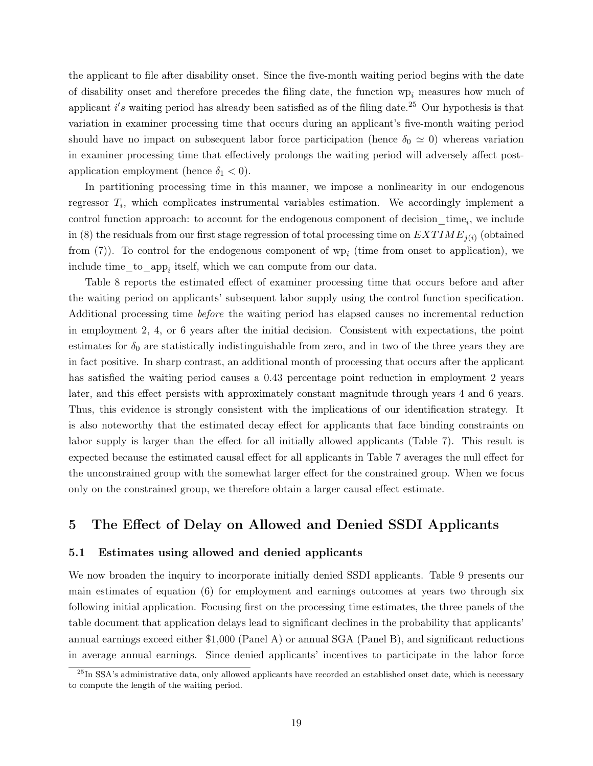the applicant to file after disability onset. Since the five-month waiting period begins with the date of disability onset and therefore precedes the filing date, the function $\text{wp}_i$ measures how much of applicant $i's$ waiting period has already been satisfied as of the filing date.[25] Our hypothesis is that variation in examiner processing time that occurs during an applicant's five-month waiting period should have no impact on subsequent labor force participation (hence $\delta_0 \simeq 0$) whereas variation in examiner processing time that effectively prolongs the waiting period will adversely affect post-application employment (hence $\delta_1 < 0$).

In partitioning processing time in this manner, we impose a nonlinearity in our endogenous regressor $T_i$, which complicates instrumental variables estimation. We accordingly implement a control function approach: to account for the endogenous component of $\text{decision\_time}_i$, we include in (8) the residuals from our first stage regression of total processing time on $EXTIME_{j(i)}$ (obtained from (7)). To control for the endogenous component of $\text{wp}_i$ (time from onset to application), we include $\text{time\_to\_app}_i$ itself, which we can compute from our data.

Table 8 reports the estimated effect of examiner processing time that occurs before and after the waiting period on applicants' subsequent labor supply using the control function specification. Additional processing time *before* the waiting period has elapsed causes no incremental reduction in employment 2, 4, or 6 years after the initial decision. Consistent with expectations, the point estimates for $\delta_0$ are statistically indistinguishable from zero, and in two of the three years they are in fact positive. In sharp contrast, an additional month of processing that occurs after the applicant has satisfied the waiting period causes a 0.43 percentage point reduction in employment 2 years later, and this effect persists with approximately constant magnitude through years 4 and 6 years. Thus, this evidence is strongly consistent with the implications of our identification strategy. It is also noteworthy that the estimated decay effect for applicants that face binding constraints on labor supply is larger than the effect for all initially allowed applicants (Table 7). This result is expected because the estimated causal effect for all applicants in Table 7 averages the null effect for the unconstrained group with the somewhat larger effect for the constrained group. When we focus only on the constrained group, we therefore obtain a larger causal effect estimate.

## 5 The Effect of Delay on Allowed and Denied SSDI Applicants

### 5.1 Estimates using allowed and denied applicants

We now broaden the inquiry to incorporate initially denied SSDI applicants. Table 9 presents our main estimates of equation (6) for employment and earnings outcomes at years two through six following initial application. Focusing first on the processing time estimates, the three panels of the table document that application delays lead to significant declines in the probability that applicants' annual earnings exceed either \$1,000 (Panel A) or annual SGA (Panel B), and significant reductions in average annual earnings. Since denied applicants' incentives to participate in the labor force

[25] In SSA's administrative data, only allowed applicants have recorded an established onset date, which is necessary to compute the length of the waiting period.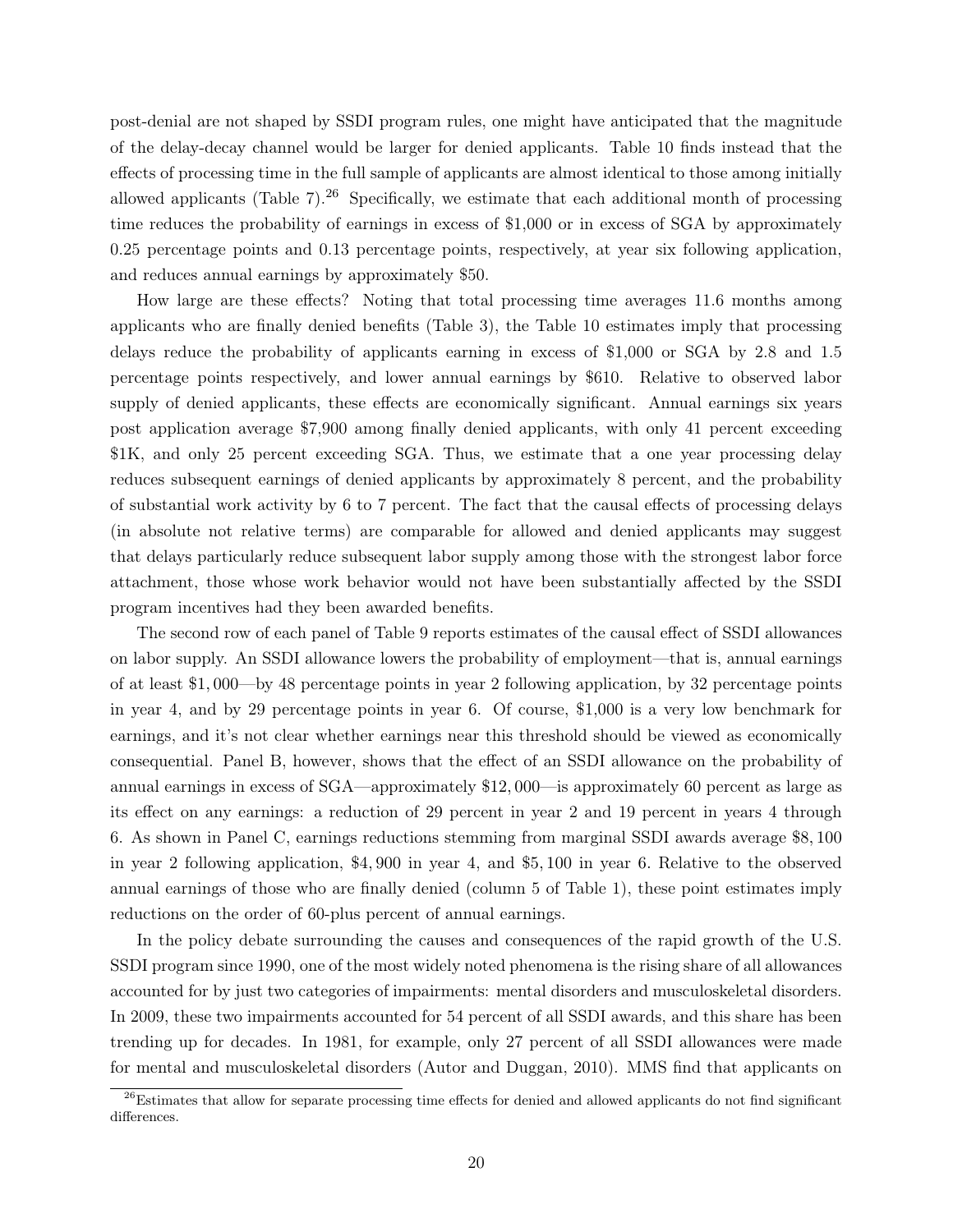post-denial are not shaped by SSDI program rules, one might have anticipated that the magnitude of the delay-decay channel would be larger for denied applicants. Table 10 finds instead that the effects of processing time in the full sample of applicants are almost identical to those among initially allowed applicants (Table 7).[26] Specifically, we estimate that each additional month of processing time reduces the probability of earnings in excess of $1,000 or in excess of SGA by approximately 0.25 percentage points and 0.13 percentage points, respectively, at year six following application, and reduces annual earnings by approximately $50.

How large are these effects? Noting that total processing time averages 11.6 months among applicants who are finally denied benefits (Table 3), the Table 10 estimates imply that processing delays reduce the probability of applicants earning in excess of $1,000 or SGA by 2.8 and 1.5 percentage points respectively, and lower annual earnings by $610. Relative to observed labor supply of denied applicants, these effects are economically significant. Annual earnings six years post application average $7,900 among finally denied applicants, with only 41 percent exceeding $1K, and only 25 percent exceeding SGA. Thus, we estimate that a one year processing delay reduces subsequent earnings of denied applicants by approximately 8 percent, and the probability of substantial work activity by 6 to 7 percent. The fact that the causal effects of processing delays (in absolute not relative terms) are comparable for allowed and denied applicants may suggest that delays particularly reduce subsequent labor supply among those with the strongest labor force attachment, those whose work behavior would not have been substantially affected by the SSDI program incentives had they been awarded benefits.

The second row of each panel of Table 9 reports estimates of the causal effect of SSDI allowances on labor supply. An SSDI allowance lowers the probability of employment—that is, annual earnings of at least $1,000—by 48 percentage points in year 2 following application, by 32 percentage points in year 4, and by 29 percentage points in year 6. Of course, $1,000 is a very low benchmark for earnings, and it's not clear whether earnings near this threshold should be viewed as economically consequential. Panel B, however, shows that the effect of an SSDI allowance on the probability of annual earnings in excess of SGA—approximately $12,000—is approximately 60 percent as large as its effect on any earnings: a reduction of 29 percent in year 2 and 19 percent in years 4 through 6. As shown in Panel C, earnings reductions stemming from marginal SSDI awards average $8,100 in year 2 following application, $4,900 in year 4, and $5,100 in year 6. Relative to the observed annual earnings of those who are finally denied (column 5 of Table 1), these point estimates imply reductions on the order of 60-plus percent of annual earnings.

In the policy debate surrounding the causes and consequences of the rapid growth of the U.S. SSDI program since 1990, one of the most widely noted phenomena is the rising share of all allowances accounted for by just two categories of impairments: mental disorders and musculoskeletal disorders. In 2009, these two impairments accounted for 54 percent of all SSDI awards, and this share has been trending up for decades. In 1981, for example, only 27 percent of all SSDI allowances were made for mental and musculoskeletal disorders (Autor and Duggan, 2010). MMS find that applicants on

[26] Estimates that allow for separate processing time effects for denied and allowed applicants do not find significant differences.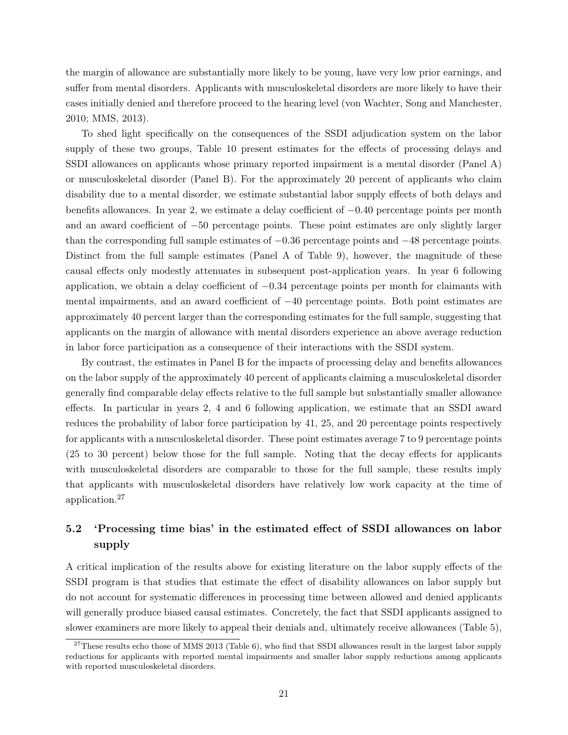the margin of allowance are substantially more likely to be young, have very low prior earnings, and suffer from mental disorders. Applicants with musculoskeletal disorders are more likely to have their cases initially denied and therefore proceed to the hearing level (von Wachter, Song and Manchester, 2010; MMS, 2013).

To shed light specifically on the consequences of the SSDI adjudication system on the labor supply of these two groups, Table 10 present estimates for the effects of processing delays and SSDI allowances on applicants whose primary reported impairment is a mental disorder (Panel A) or musculoskeletal disorder (Panel B). For the approximately 20 percent of applicants who claim disability due to a mental disorder, we estimate substantial labor supply effects of both delays and benefits allowances. In year 2, we estimate a delay coefficient of $-0.40$ percentage points per month and an award coefficient of $-50$ percentage points. These point estimates are only slightly larger than the corresponding full sample estimates of $-0.36$ percentage points and $-48$ percentage points. Distinct from the full sample estimates (Panel A of Table 9), however, the magnitude of these causal effects only modestly attenuates in subsequent post-application years. In year 6 following application, we obtain a delay coefficient of $-0.34$ percentage points per month for claimants with mental impairments, and an award coefficient of $-40$ percentage points. Both point estimates are approximately 40 percent larger than the corresponding estimates for the full sample, suggesting that applicants on the margin of allowance with mental disorders experience an above average reduction in labor force participation as a consequence of their interactions with the SSDI system.

By contrast, the estimates in Panel B for the impacts of processing delay and benefits allowances on the labor supply of the approximately 40 percent of applicants claiming a musculoskeletal disorder generally find comparable delay effects relative to the full sample but substantially smaller allowance effects. In particular in years 2, 4 and 6 following application, we estimate that an SSDI award reduces the probability of labor force participation by 41, 25, and 20 percentage points respectively for applicants with a musculoskeletal disorder. These point estimates average 7 to 9 percentage points (25 to 30 percent) below those for the full sample. Noting that the decay effects for applicants with musculoskeletal disorders are comparable to those for the full sample, these results imply that applicants with musculoskeletal disorders have relatively low work capacity at the time of application.[27]

## 5.2 'Processing time bias' in the estimated effect of SSDI allowances on labor supply

A critical implication of the results above for existing literature on the labor supply effects of the SSDI program is that studies that estimate the effect of disability allowances on labor supply but do not account for systematic differences in processing time between allowed and denied applicants will generally produce biased causal estimates. Concretely, the fact that SSDI applicants assigned to slower examiners are more likely to appeal their denials and, ultimately receive allowances (Table 5),

[27]These results echo those of MMS 2013 (Table 6), who find that SSDI allowances result in the largest labor supply reductions for applicants with reported mental impairments and smaller labor supply reductions among applicants with reported musculoskeletal disorders.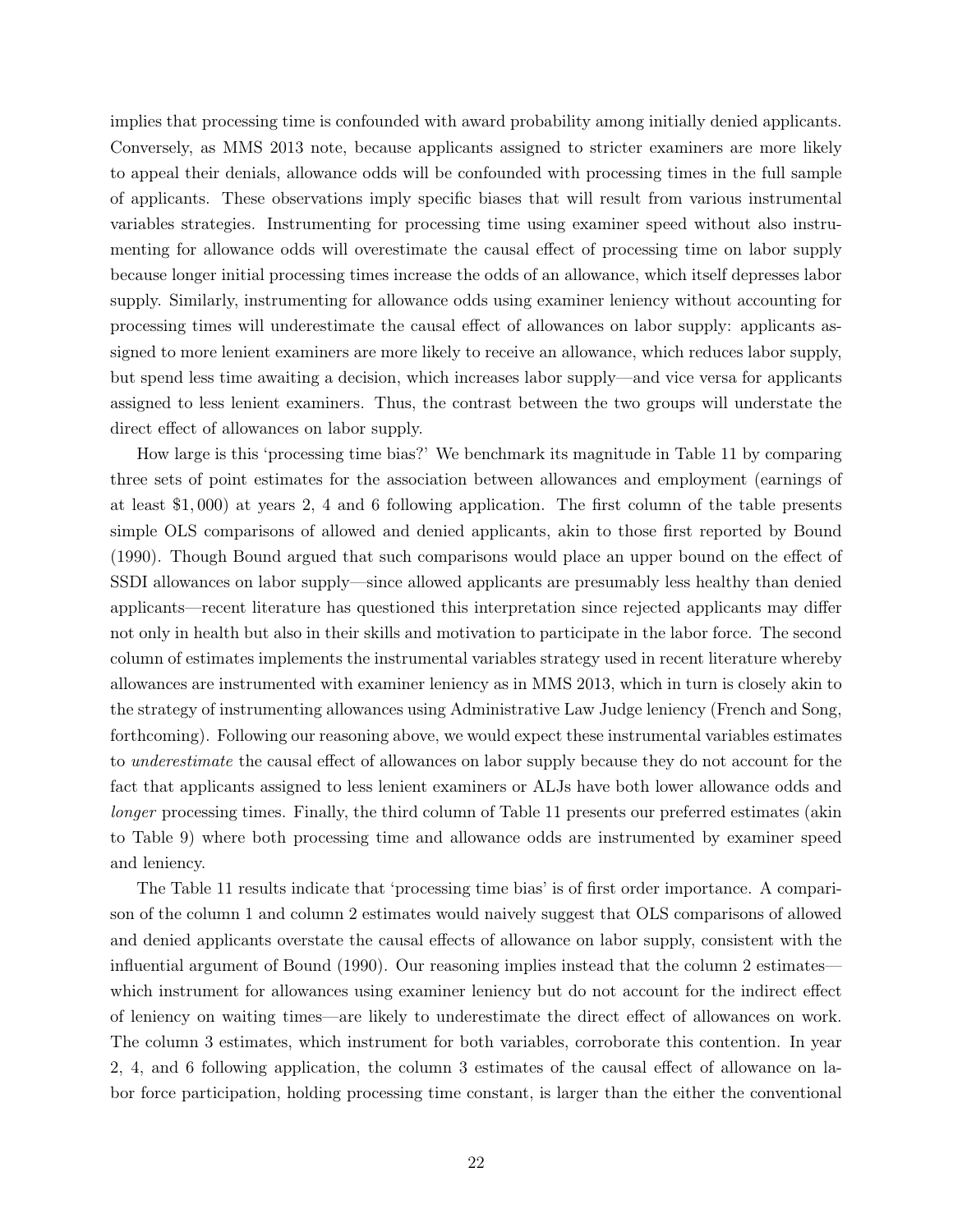implies that processing time is confounded with award probability among initially denied applicants. Conversely, as MMS 2013 note, because applicants assigned to stricter examiners are more likely to appeal their denials, allowance odds will be confounded with processing times in the full sample of applicants. These observations imply specific biases that will result from various instrumental variables strategies. Instrumenting for processing time using examiner speed without also instrumenting for allowance odds will overestimate the causal effect of processing time on labor supply because longer initial processing times increase the odds of an allowance, which itself depresses labor supply. Similarly, instrumenting for allowance odds using examiner leniency without accounting for processing times will underestimate the causal effect of allowances on labor supply: applicants assigned to more lenient examiners are more likely to receive an allowance, which reduces labor supply, but spend less time awaiting a decision, which increases labor supply—and vice versa for applicants assigned to less lenient examiners. Thus, the contrast between the two groups will understate the direct effect of allowances on labor supply.

How large is this 'processing time bias?' We benchmark its magnitude in Table 11 by comparing three sets of point estimates for the association between allowances and employment (earnings of at least $1,000) at years 2, 4 and 6 following application. The first column of the table presents simple OLS comparisons of allowed and denied applicants, akin to those first reported by Bound (1990). Though Bound argued that such comparisons would place an upper bound on the effect of SSDI allowances on labor supply—since allowed applicants are presumably less healthy than denied applicants—recent literature has questioned this interpretation since rejected applicants may differ not only in health but also in their skills and motivation to participate in the labor force. The second column of estimates implements the instrumental variables strategy used in recent literature whereby allowances are instrumented with examiner leniency as in MMS 2013, which in turn is closely akin to the strategy of instrumenting allowances using Administrative Law Judge leniency (French and Song, forthcoming). Following our reasoning above, we would expect these instrumental variables estimates to *underestimate* the causal effect of allowances on labor supply because they do not account for the fact that applicants assigned to less lenient examiners or ALJs have both lower allowance odds and *longer* processing times. Finally, the third column of Table 11 presents our preferred estimates (akin to Table 9) where both processing time and allowance odds are instrumented by examiner speed and leniency.

The Table 11 results indicate that 'processing time bias' is of first order importance. A comparison of the column 1 and column 2 estimates would naively suggest that OLS comparisons of allowed and denied applicants overstate the causal effects of allowance on labor supply, consistent with the influential argument of Bound (1990). Our reasoning implies instead that the column 2 estimates—which instrument for allowances using examiner leniency but do not account for the indirect effect of leniency on waiting times—are likely to underestimate the direct effect of allowances on work. The column 3 estimates, which instrument for both variables, corroborate this contention. In year 2, 4, and 6 following application, the column 3 estimates of the causal effect of allowance on labor force participation, holding processing time constant, is larger than the either the conventional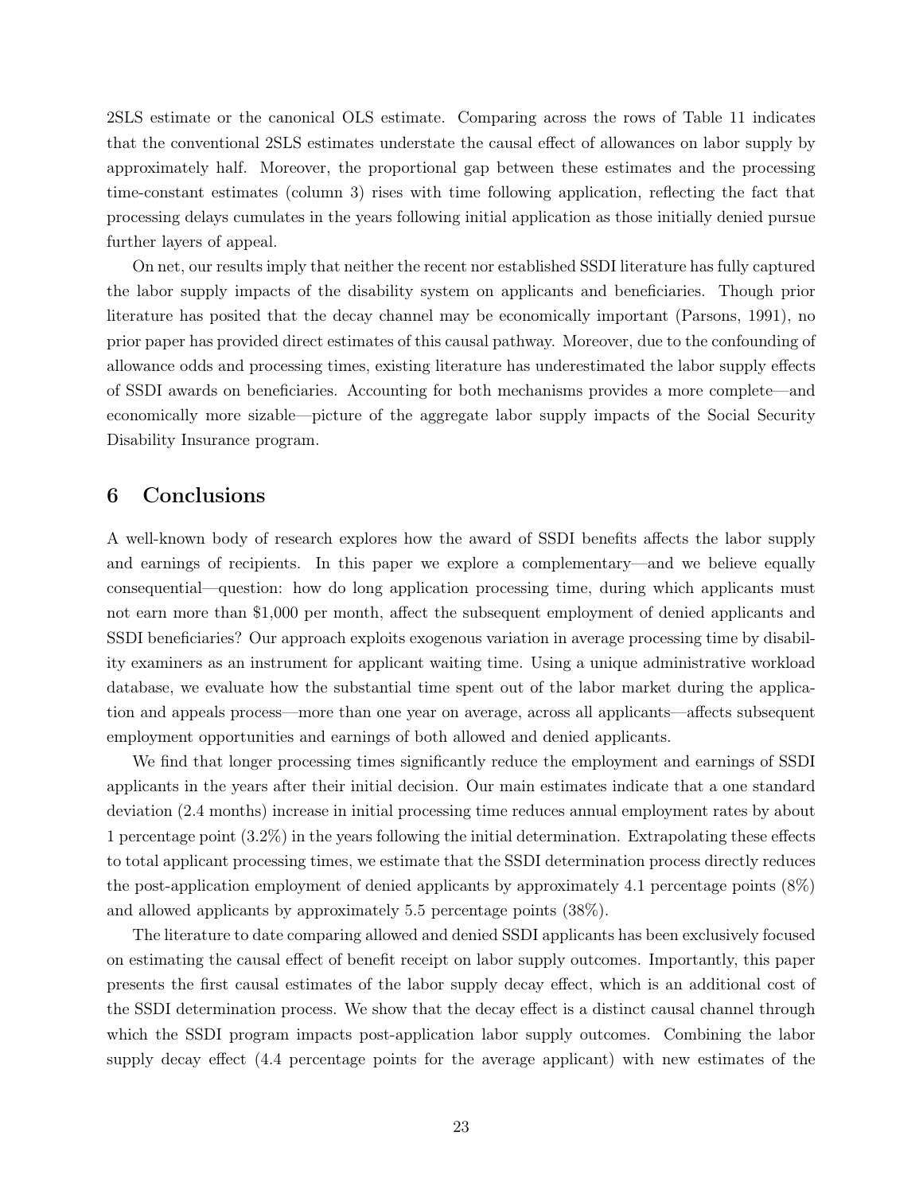2SLS estimate or the canonical OLS estimate. Comparing across the rows of Table 11 indicates that the conventional 2SLS estimates understate the causal effect of allowances on labor supply by approximately half. Moreover, the proportional gap between these estimates and the processing time-constant estimates (column 3) rises with time following application, reflecting the fact that processing delays cumulates in the years following initial application as those initially denied pursue further layers of appeal.

On net, our results imply that neither the recent nor established SSDI literature has fully captured the labor supply impacts of the disability system on applicants and beneficiaries. Though prior literature has posited that the decay channel may be economically important (Parsons, 1991), no prior paper has provided direct estimates of this causal pathway. Moreover, due to the confounding of allowance odds and processing times, existing literature has underestimated the labor supply effects of SSDI awards on beneficiaries. Accounting for both mechanisms provides a more complete—and economically more sizable—picture of the aggregate labor supply impacts of the Social Security Disability Insurance program.

# 6 Conclusions

A well-known body of research explores how the award of SSDI benefits affects the labor supply and earnings of recipients. In this paper we explore a complementary—and we believe equally consequential—question: how do long application processing time, during which applicants must not earn more than $1,000 per month, affect the subsequent employment of denied applicants and SSDI beneficiaries? Our approach exploits exogenous variation in average processing time by disability examiners as an instrument for applicant waiting time. Using a unique administrative workload database, we evaluate how the substantial time spent out of the labor market during the application and appeals process—more than one year on average, across all applicants—affects subsequent employment opportunities and earnings of both allowed and denied applicants.

We find that longer processing times significantly reduce the employment and earnings of SSDI applicants in the years after their initial decision. Our main estimates indicate that a one standard deviation (2.4 months) increase in initial processing time reduces annual employment rates by about 1 percentage point (3.2%) in the years following the initial determination. Extrapolating these effects to total applicant processing times, we estimate that the SSDI determination process directly reduces the post-application employment of denied applicants by approximately 4.1 percentage points (8%) and allowed applicants by approximately 5.5 percentage points (38%).

The literature to date comparing allowed and denied SSDI applicants has been exclusively focused on estimating the causal effect of benefit receipt on labor supply outcomes. Importantly, this paper presents the first causal estimates of the labor supply decay effect, which is an additional cost of the SSDI determination process. We show that the decay effect is a distinct causal channel through which the SSDI program impacts post-application labor supply outcomes. Combining the labor supply decay effect (4.4 percentage points for the average applicant) with new estimates of the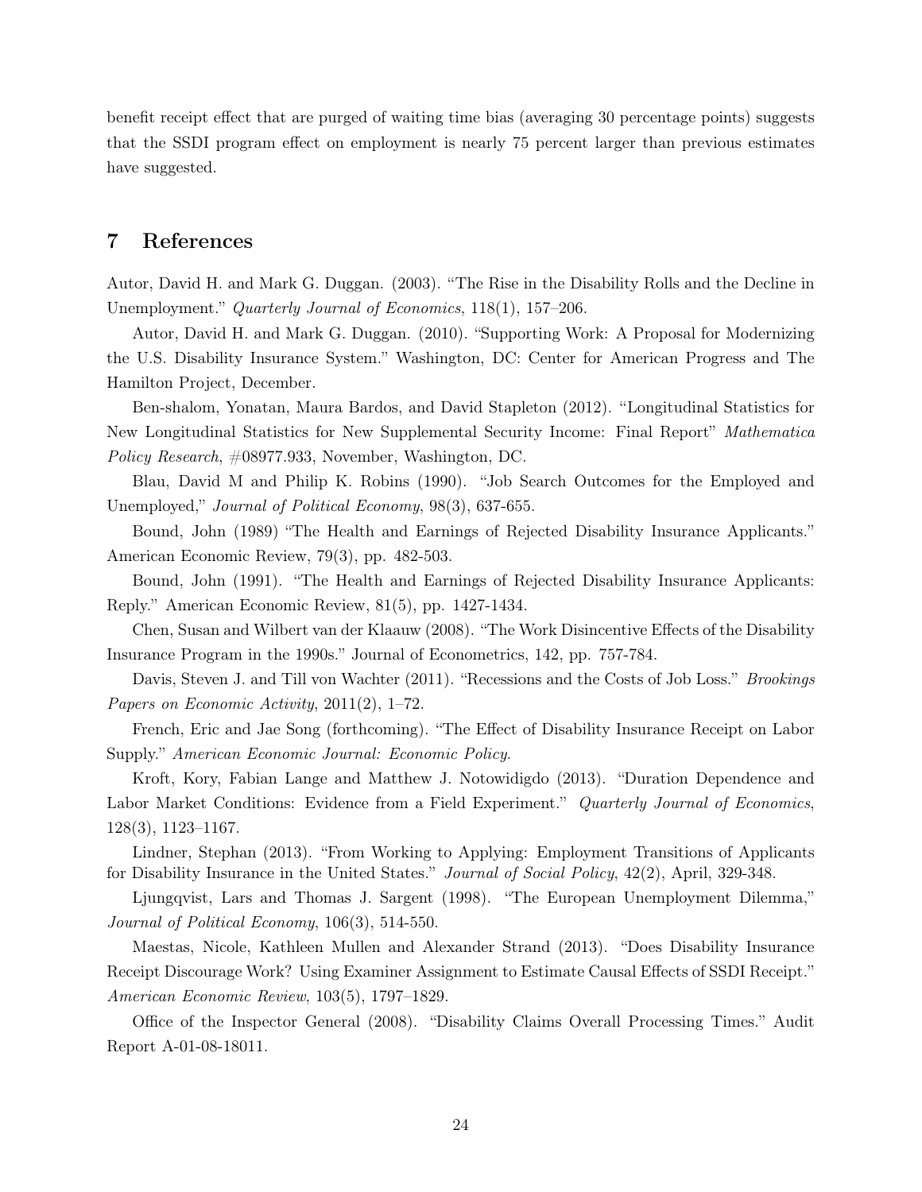benefit receipt effect that are purged of waiting time bias (averaging 30 percentage points) suggests that the SSDI program effect on employment is nearly 75 percent larger than previous estimates have suggested.

## 7 References

Autor, David H. and Mark G. Duggan. (2003). "The Rise in the Disability Rolls and the Decline in Unemployment." *Quarterly Journal of Economics*, 118(1), 157–206.

Autor, David H. and Mark G. Duggan. (2010). "Supporting Work: A Proposal for Modernizing the U.S. Disability Insurance System." Washington, DC: Center for American Progress and The Hamilton Project, December.

Ben-shalom, Yonatan, Maura Bardos, and David Stapleton (2012). "Longitudinal Statistics for New Longitudinal Statistics for New Supplemental Security Income: Final Report" *Mathematica Policy Research*, #08977.933, November, Washington, DC.

Blau, David M and Philip K. Robins (1990). "Job Search Outcomes for the Employed and Unemployed," *Journal of Political Economy*, 98(3), 637-655.

Bound, John (1989) "The Health and Earnings of Rejected Disability Insurance Applicants." American Economic Review, 79(3), pp. 482-503.

Bound, John (1991). "The Health and Earnings of Rejected Disability Insurance Applicants: Reply." American Economic Review, 81(5), pp. 1427-1434.

Chen, Susan and Wilbert van der Klaauw (2008). "The Work Disincentive Effects of the Disability Insurance Program in the 1990s." Journal of Econometrics, 142, pp. 757-784.

Davis, Steven J. and Till von Wachter (2011). "Recessions and the Costs of Job Loss." *Brookings Papers on Economic Activity*, 2011(2), 1–72.

French, Eric and Jae Song (forthcoming). "The Effect of Disability Insurance Receipt on Labor Supply." *American Economic Journal: Economic Policy*.

Kroft, Kory, Fabian Lange and Matthew J. Notowidigdo (2013). "Duration Dependence and Labor Market Conditions: Evidence from a Field Experiment." *Quarterly Journal of Economics*, 128(3), 1123–1167.

Lindner, Stephan (2013). "From Working to Applying: Employment Transitions of Applicants for Disability Insurance in the United States." *Journal of Social Policy*, 42(2), April, 329-348.

Ljungqvist, Lars and Thomas J. Sargent (1998). "The European Unemployment Dilemma," *Journal of Political Economy*, 106(3), 514-550.

Maestas, Nicole, Kathleen Mullen and Alexander Strand (2013). "Does Disability Insurance Receipt Discourage Work? Using Examiner Assignment to Estimate Causal Effects of SSDI Receipt." *American Economic Review*, 103(5), 1797–1829.

Office of the Inspector General (2008). "Disability Claims Overall Processing Times." Audit Report A-01-08-18011.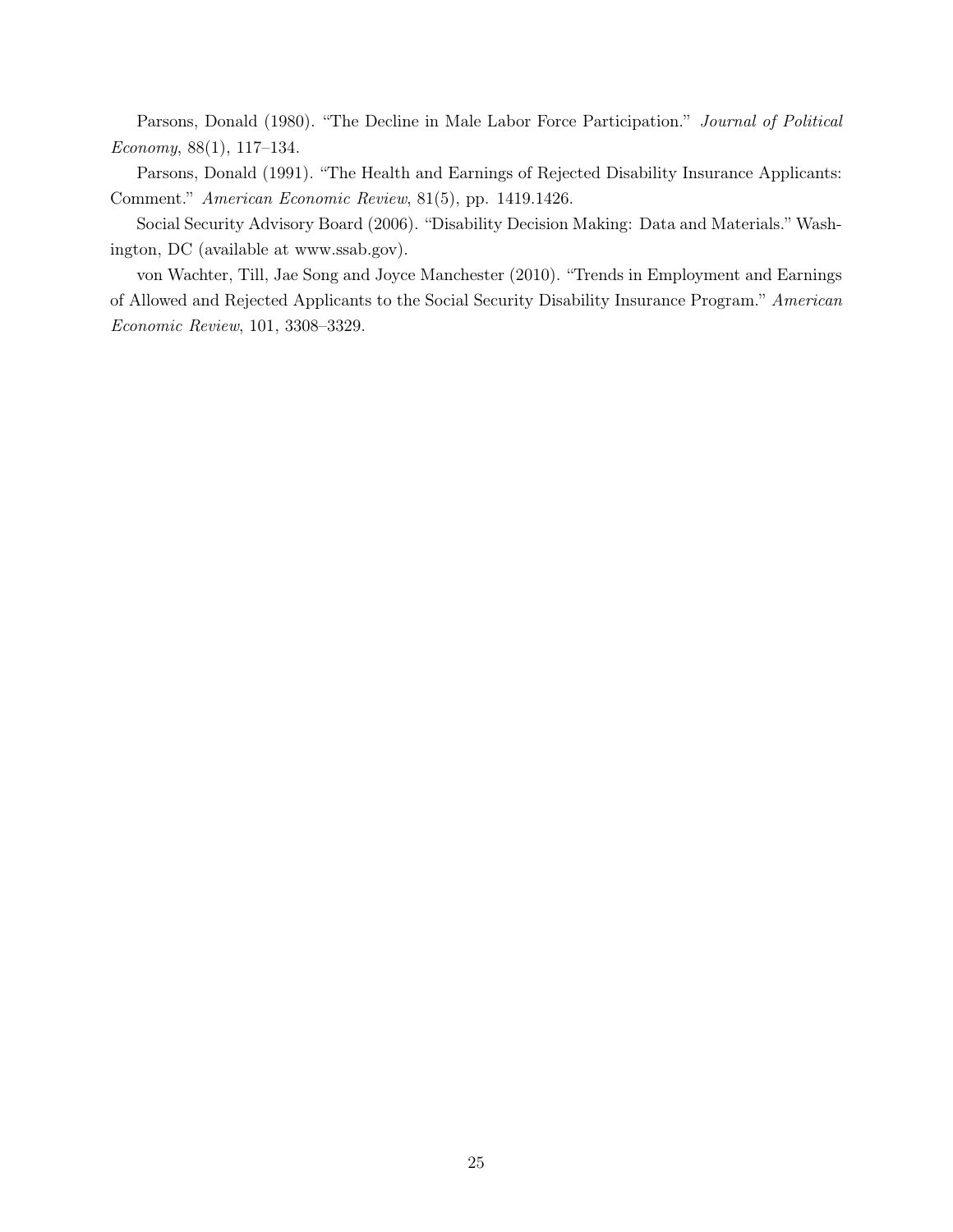Parsons, Donald (1980). "The Decline in Male Labor Force Participation." *Journal of Political Economy*, 88(1), 117–134.

Parsons, Donald (1991). "The Health and Earnings of Rejected Disability Insurance Applicants: Comment." *American Economic Review*, 81(5), pp. 1419.1426.

Social Security Advisory Board (2006). "Disability Decision Making: Data and Materials." Washington, DC (available at www.ssab.gov).

von Wachter, Till, Jae Song and Joyce Manchester (2010). "Trends in Employment and Earnings of Allowed and Rejected Applicants to the Social Security Disability Insurance Program." *American Economic Review*, 101, 3308–3329.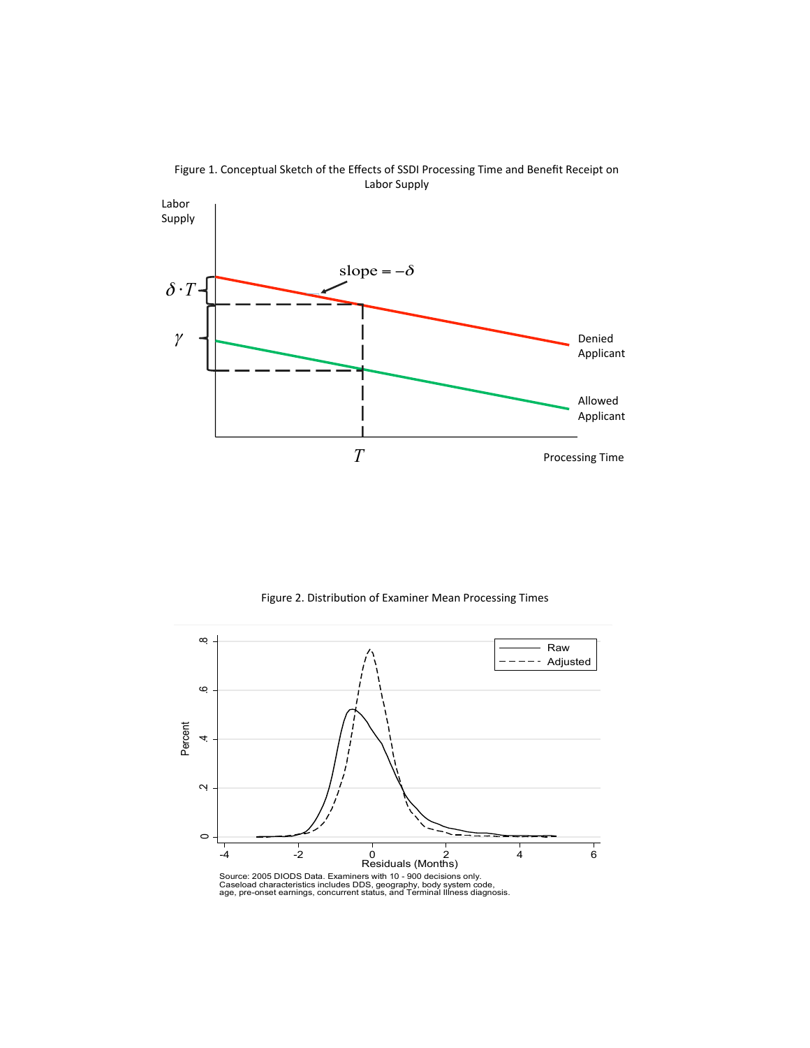Figure 1. Conceptual Sketch of the Effects of SSDI Processing Time and Benefit Receipt on Labor Supply

Labor Supply

$\delta \cdot T$

$\gamma$

slope $= -\delta$

Denied Applicant

Allowed Applicant

$T$

Processing Time

Figure 2. Distribution of Examiner Mean Processing Times

Percent

0

.2

.4

.6

.8

-4

-2

0

2

4

6

Residuals (Months)

Raw

Adjusted

Source: 2005 DIODS Data. Examiners with 10 - 900 decisions only.
Caseload characteristics includes DDS, geography, body system code, age, pre-onset earnings, concurrent status, and Terminal Illness diagnosis.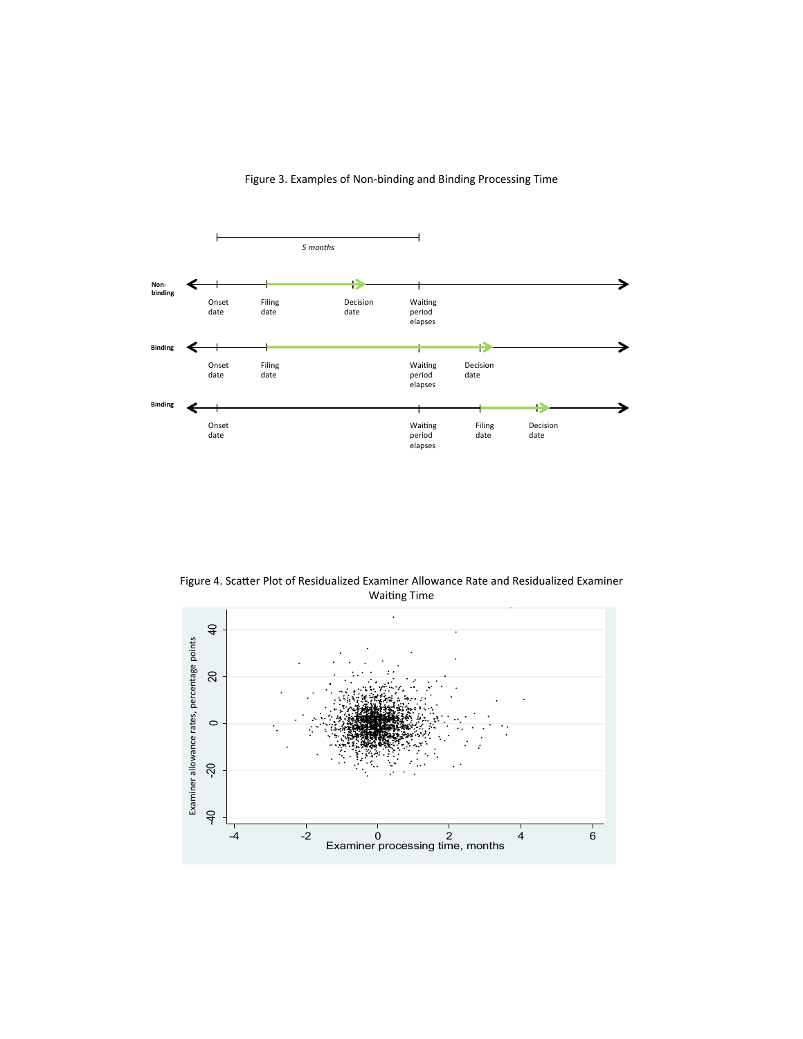Figure 3. Examples of Non-binding and Binding Processing Time

5 months

Non-binding

Onset date

Filing date

Decision date

Waiting period elapses

Binding

Onset date

Filing date

Waiting period elapses

Decision date

Binding

Onset date

Waiting period elapses

Filing date

Decision date

Figure 4. Scatter Plot of Residualized Examiner Allowance Rate and Residualized Examiner Waiting Time

Examiner allowance rates, percentage points

40

20

0

-20

-40

-4

-2

0

2

4

6

Examiner processing time, months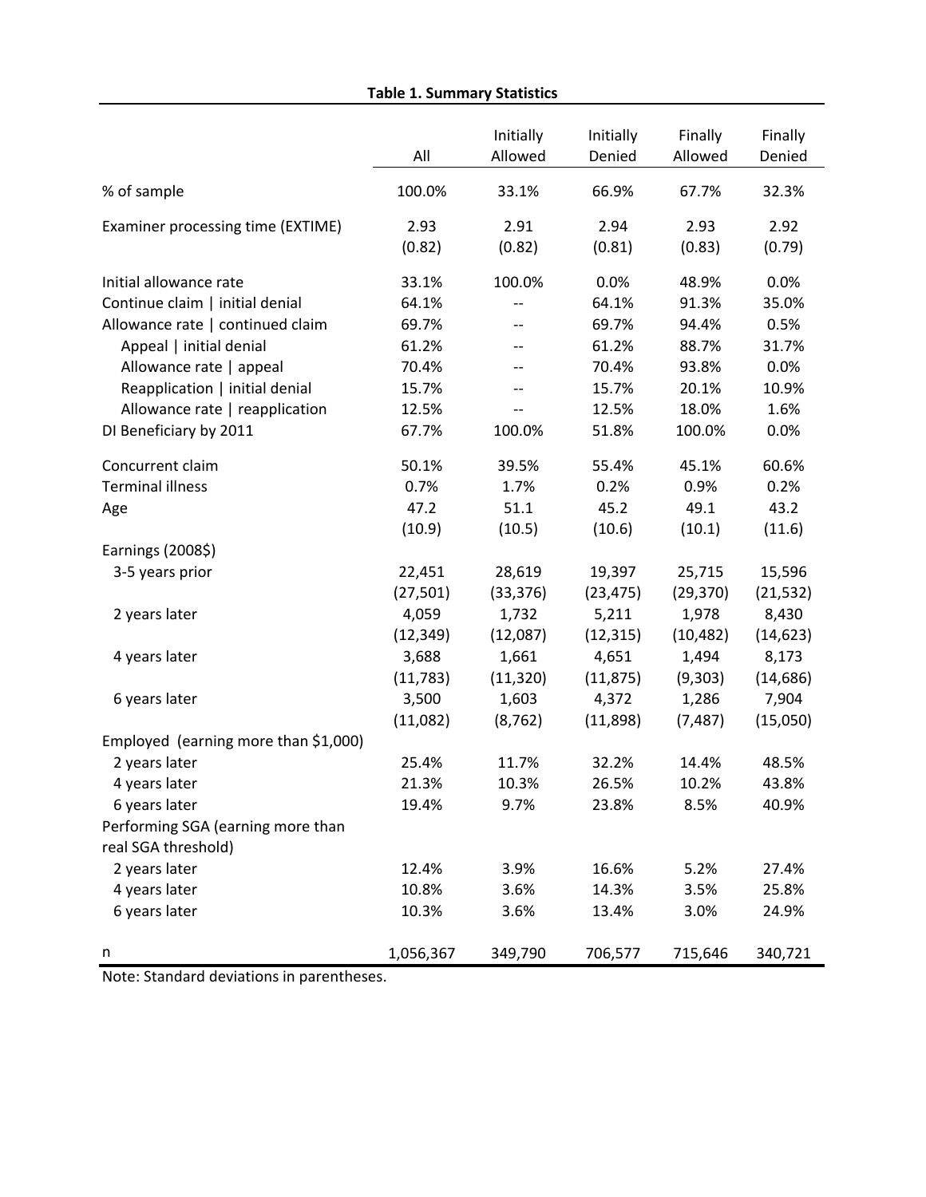**Table 1. Summary Statistics**

| | All | Initially Allowed | Initially Denied | Finally Allowed | Finally Denied |
|---|---|---|---|---|---|
| % of sample | 100.0% | 33.1% | 66.9% | 67.7% | 32.3% |
| Examiner processing time (EXTIME) | 2.93 | 2.91 | 2.94 | 2.93 | 2.92 |
| | (0.82) | (0.82) | (0.81) | (0.83) | (0.79) |
| Initial allowance rate | 33.1% | 100.0% | 0.0% | 48.9% | 0.0% |
| Continue claim \| initial denial | 64.1% | -- | 64.1% | 91.3% | 35.0% |
| Allowance rate \| continued claim | 69.7% | -- | 69.7% | 94.4% | 0.5% |
| Appeal \| initial denial | 61.2% | -- | 61.2% | 88.7% | 31.7% |
| Allowance rate \| appeal | 70.4% | -- | 70.4% | 93.8% | 0.0% |
| Reapplication \| initial denial | 15.7% | -- | 15.7% | 20.1% | 10.9% |
| Allowance rate \| reapplication | 12.5% | -- | 12.5% | 18.0% | 1.6% |
| DI Beneficiary by 2011 | 67.7% | 100.0% | 51.8% | 100.0% | 0.0% |
| Concurrent claim | 50.1% | 39.5% | 55.4% | 45.1% | 60.6% |
| Terminal illness | 0.7% | 1.7% | 0.2% | 0.9% | 0.2% |
| Age | 47.2 | 51.1 | 45.2 | 49.1 | 43.2 |
| | (10.9) | (10.5) | (10.6) | (10.1) | (11.6) |
| Earnings (2008$) | | | | | |
| 3-5 years prior | 22,451 | 28,619 | 19,397 | 25,715 | 15,596 |
| | (27,501) | (33,376) | (23,475) | (29,370) | (21,532) |
| 2 years later | 4,059 | 1,732 | 5,211 | 1,978 | 8,430 |
| | (12,349) | (12,087) | (12,315) | (10,482) | (14,623) |
| 4 years later | 3,688 | 1,661 | 4,651 | 1,494 | 8,173 |
| | (11,783) | (11,320) | (11,875) | (9,303) | (14,686) |
| 6 years later | 3,500 | 1,603 | 4,372 | 1,286 | 7,904 |
| | (11,082) | (8,762) | (11,898) | (7,487) | (15,050) |
| Employed (earning more than $1,000) | | | | | |
| 2 years later | 25.4% | 11.7% | 32.2% | 14.4% | 48.5% |
| 4 years later | 21.3% | 10.3% | 26.5% | 10.2% | 43.8% |
| 6 years later | 19.4% | 9.7% | 23.8% | 8.5% | 40.9% |
| Performing SGA (earning more than real SGA threshold) | | | | | |
| 2 years later | 12.4% | 3.9% | 16.6% | 5.2% | 27.4% |
| 4 years later | 10.8% | 3.6% | 14.3% | 3.5% | 25.8% |
| 6 years later | 10.3% | 3.6% | 13.4% | 3.0% | 24.9% |
| n | 1,056,367 | 349,790 | 706,577 | 715,646 | 340,721 |

Note: Standard deviations in parentheses.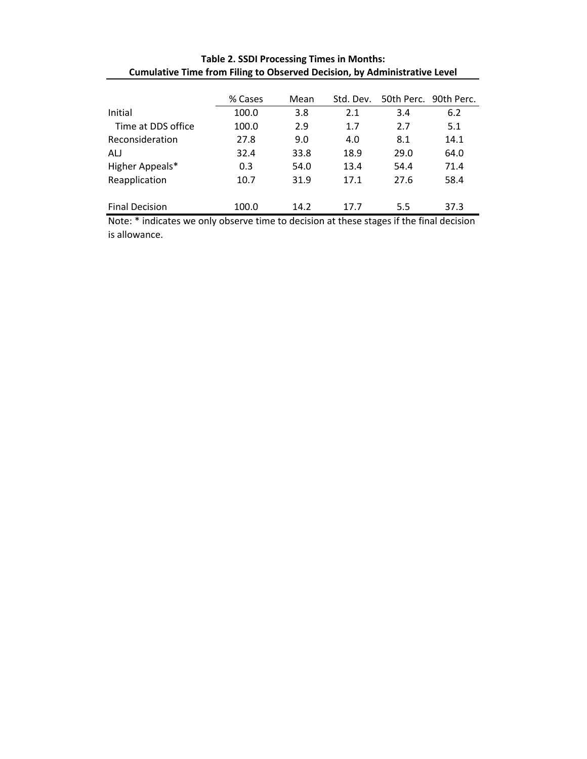**Table 2. SSDI Processing Times in Months: Cumulative Time from Filing to Observed Decision, by Administrative Level**

| | % Cases | Mean | Std. Dev. | 50th Perc. | 90th Perc. |
|---|---|---|---|---|---|
| Initial | 100.0 | 3.8 | 2.1 | 3.4 | 6.2 |
| Time at DDS office | 100.0 | 2.9 | 1.7 | 2.7 | 5.1 |
| Reconsideration | 27.8 | 9.0 | 4.0 | 8.1 | 14.1 |
| ALJ | 32.4 | 33.8 | 18.9 | 29.0 | 64.0 |
| Higher Appeals* | 0.3 | 54.0 | 13.4 | 54.4 | 71.4 |
| Reapplication | 10.7 | 31.9 | 17.1 | 27.6 | 58.4 |
| Final Decision | 100.0 | 14.2 | 17.7 | 5.5 | 37.3 |

Note: * indicates we only observe time to decision at these stages if the final decision is allowance.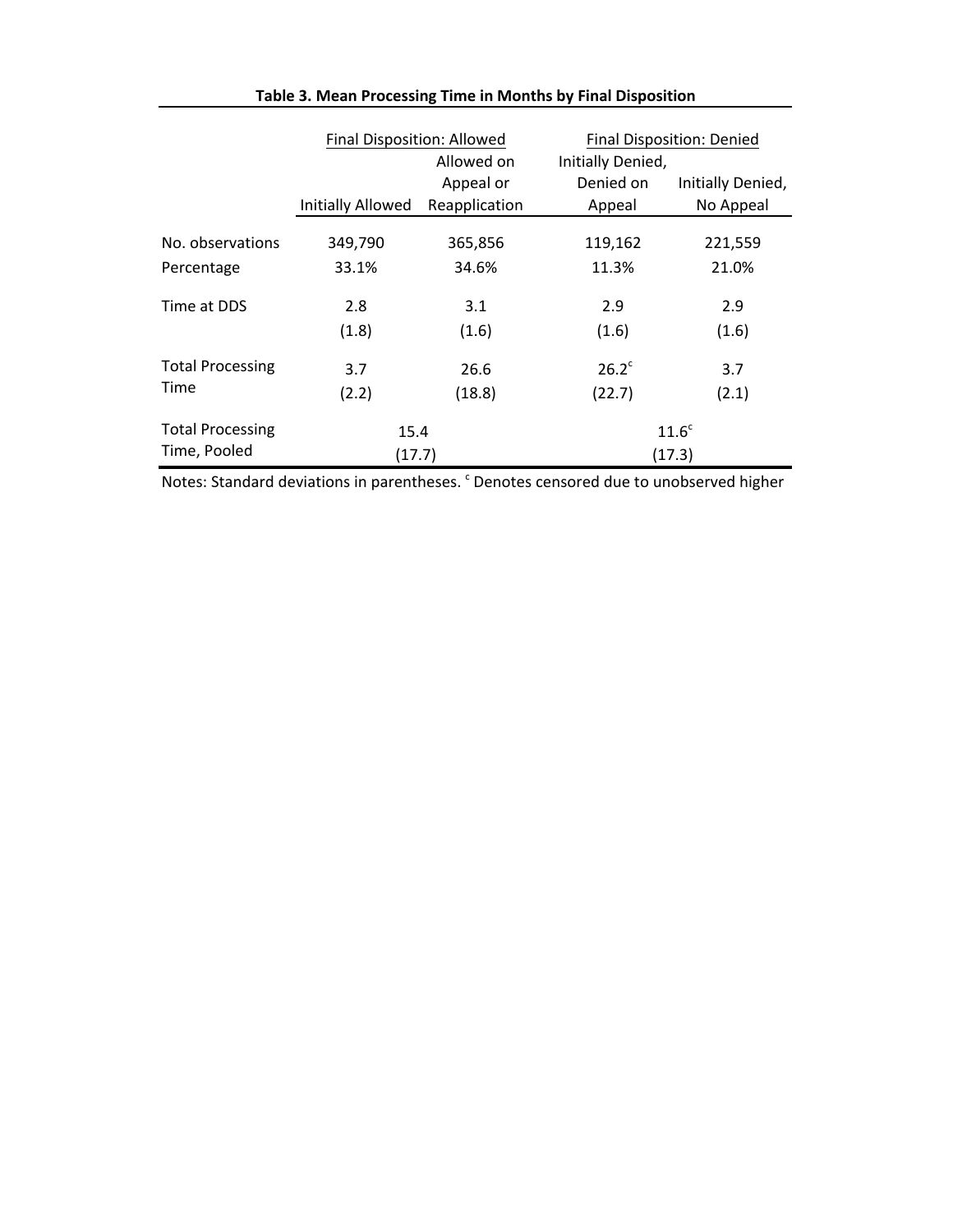**Table 3. Mean Processing Time in Months by Final Disposition**

| | Final Disposition: Allowed | | Final Disposition: Denied | |
|---|---|---|---|---|
| | Initially Allowed | Allowed on Appeal or Reapplication | Initially Denied, Denied on Appeal | Initially Denied, No Appeal |
| No. observations | 349,790 | 365,856 | 119,162 | 221,559 |
| Percentage | 33.1% | 34.6% | 11.3% | 21.0% |
| Time at DDS | 2.8 | 3.1 | 2.9 | 2.9 |
| | (1.8) | (1.6) | (1.6) | (1.6) |
| Total Processing Time | 3.7 | 26.6 | 26.2[c] | 3.7 |
| | (2.2) | (18.8) | (22.7) | (2.1) |
| Total Processing Time, Pooled | 15.4 | | 11.6[c] | |
| | (17.7) | | (17.3) | |

Notes: Standard deviations in parentheses. [c] Denotes censored due to unobserved higher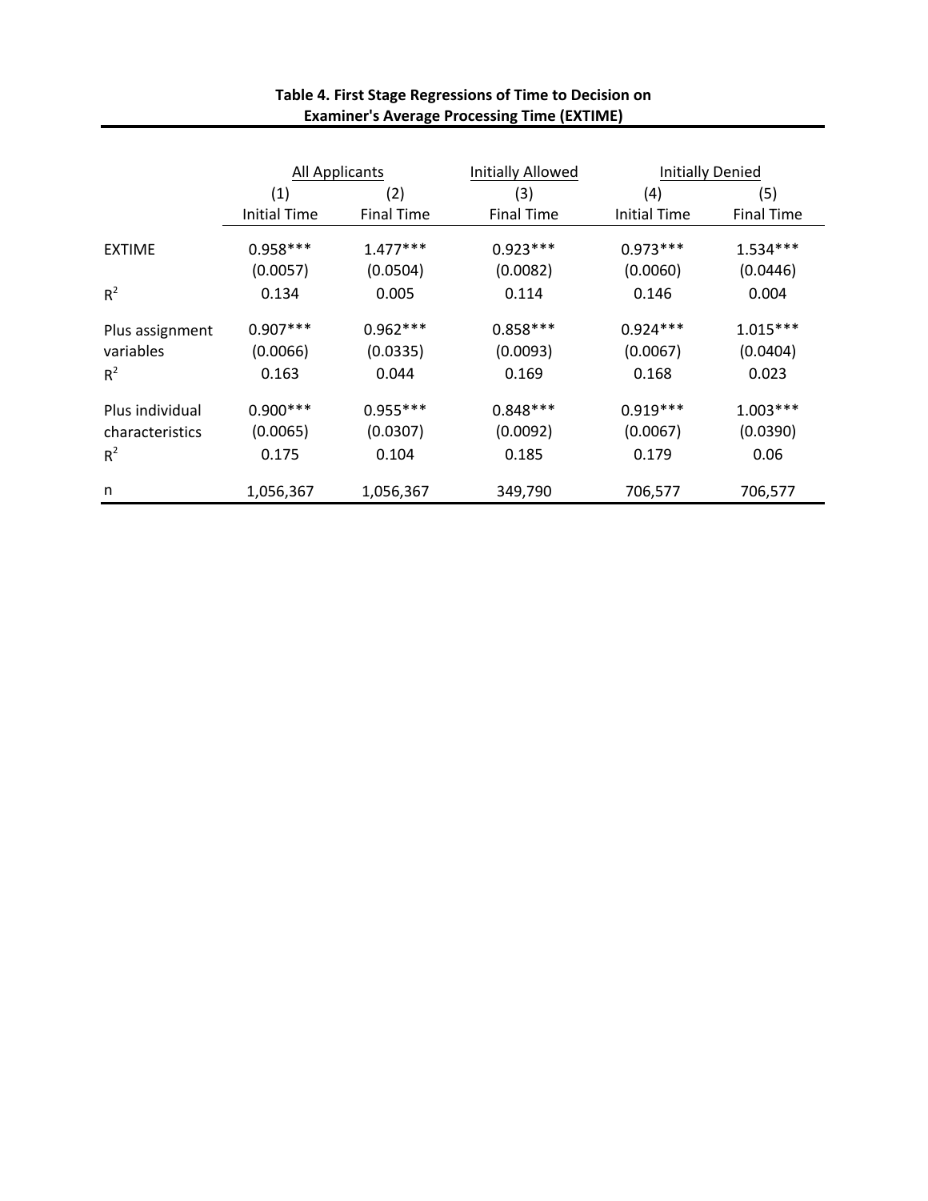**Table 4. First Stage Regressions of Time to Decision on Examiner's Average Processing Time (EXTIME)**

| | All Applicants | | Initially Allowed | Initially Denied | |
|---|---|---|---|---|---|
| | (1) | (2) | (3) | (4) | (5) |
| | Initial Time | Final Time | Final Time | Initial Time | Final Time |
| EXTIME | 0.958*** | 1.477*** | 0.923*** | 0.973*** | 1.534*** |
| | (0.0057) | (0.0504) | (0.0082) | (0.0060) | (0.0446) |
| $R^2$ | 0.134 | 0.005 | 0.114 | 0.146 | 0.004 |
| Plus assignment variables | 0.907*** | 0.962*** | 0.858*** | 0.924*** | 1.015*** |
| | (0.0066) | (0.0335) | (0.0093) | (0.0067) | (0.0404) |
| $R^2$ | 0.163 | 0.044 | 0.169 | 0.168 | 0.023 |
| Plus individual characteristics | 0.900*** | 0.955*** | 0.848*** | 0.919*** | 1.003*** |
| | (0.0065) | (0.0307) | (0.0092) | (0.0067) | (0.0390) |
| $R^2$ | 0.175 | 0.104 | 0.185 | 0.179 | 0.06 |
| n | 1,056,367 | 1,056,367 | 349,790 | 706,577 | 706,577 |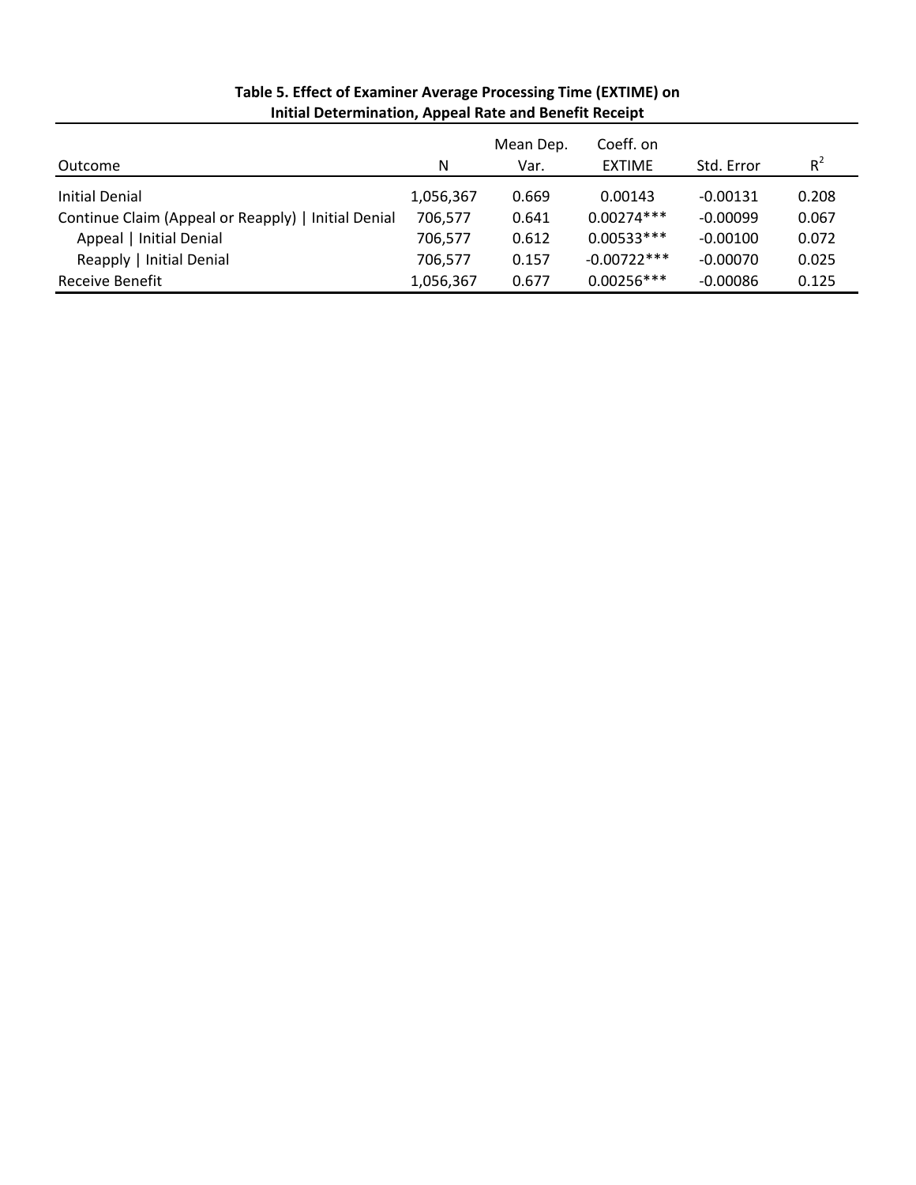**Table 5. Effect of Examiner Average Processing Time (EXTIME) on Initial Determination, Appeal Rate and Benefit Receipt**

| Outcome | N | Mean Dep. Var. | Coeff. on EXTIME | Std. Error | $R^2$ |
|---|---|---|---|---|---|
| Initial Denial | 1,056,367 | 0.669 | 0.00143 | -0.00131 | 0.208 |
| Continue Claim (Appeal or Reapply) \| Initial Denial | 706,577 | 0.641 | 0.00274*** | -0.00099 | 0.067 |
| Appeal \| Initial Denial | 706,577 | 0.612 | 0.00533*** | -0.00100 | 0.072 |
| Reapply \| Initial Denial | 706,577 | 0.157 | -0.00722*** | -0.00070 | 0.025 |
| Receive Benefit | 1,056,367 | 0.677 | 0.00256*** | -0.00086 | 0.125 |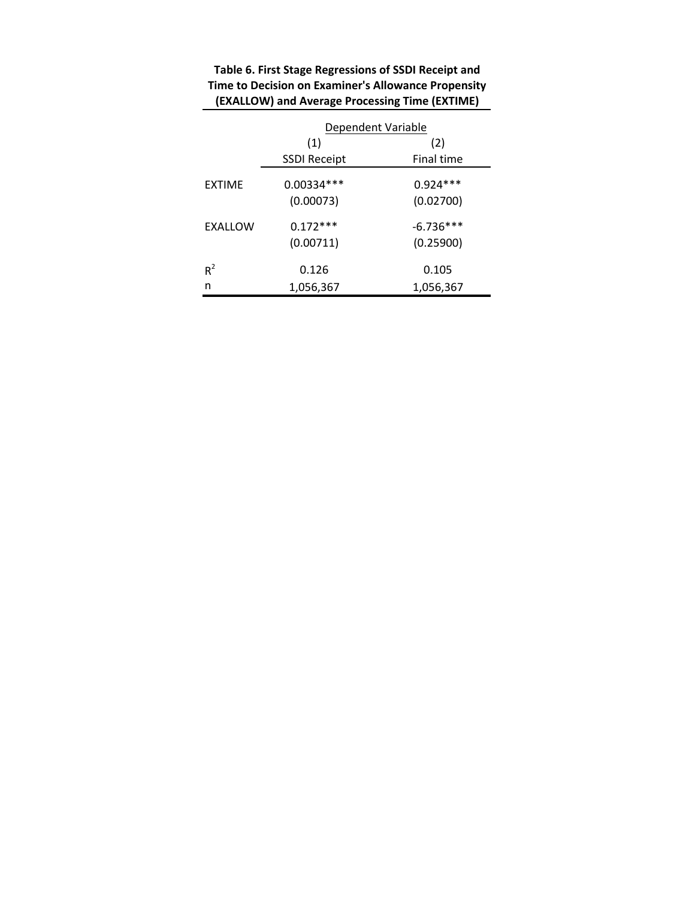**Table 6. First Stage Regressions of SSDI Receipt and Time to Decision on Examiner's Allowance Propensity (EXALLOW) and Average Processing Time (EXTIME)**

| | Dependent Variable | |
|---|---|---|
| | (1) | (2) |
| | SSDI Receipt | Final time |
| EXTIME | 0.00334*** | 0.924*** |
| | (0.00073) | (0.02700) |
| EXALLOW | 0.172*** | -6.736*** |
| | (0.00711) | (0.25900) |
| $R^2$ | 0.126 | 0.105 |
| n | 1,056,367 | 1,056,367 |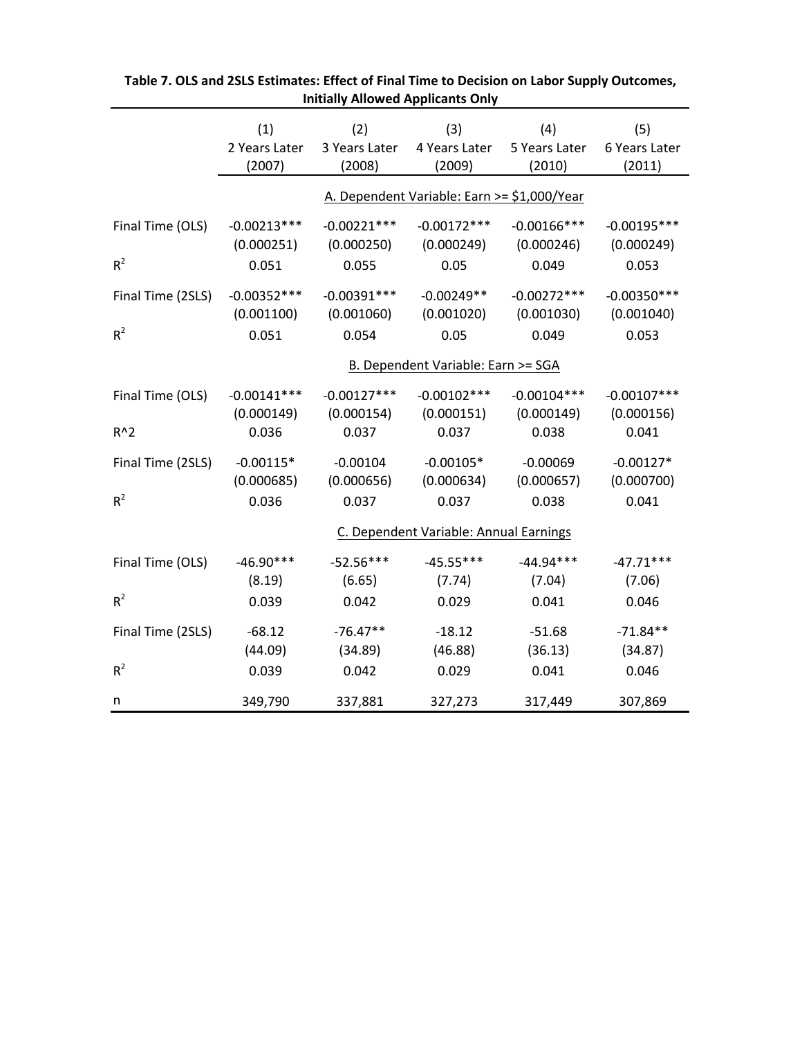**Table 7. OLS and 2SLS Estimates: Effect of Final Time to Decision on Labor Supply Outcomes, Initially Allowed Applicants Only**

| | (1) 2 Years Later (2007) | (2) 3 Years Later (2008) | (3) 4 Years Later (2009) | (4) 5 Years Later (2010) | (5) 6 Years Later (2011) |
|---|---|---|---|---|---|
| | A. Dependent Variable: Earn >= $1,000/Year | | | | |
| Final Time (OLS) | -0.00213*** | -0.00221*** | -0.00172*** | -0.00166*** | -0.00195*** |
| | (0.000251) | (0.000250) | (0.000249) | (0.000246) | (0.000249) |
| $R^2$ | 0.051 | 0.055 | 0.05 | 0.049 | 0.053 |
| Final Time (2SLS) | -0.00352*** | -0.00391*** | -0.00249** | -0.00272*** | -0.00350*** |
| | (0.001100) | (0.001060) | (0.001020) | (0.001030) | (0.001040) |
| $R^2$ | 0.051 | 0.054 | 0.05 | 0.049 | 0.053 |
| | B. Dependent Variable: Earn >= SGA | | | | |
| Final Time (OLS) | -0.00141*** | -0.00127*** | -0.00102*** | -0.00104*** | -0.00107*** |
| | (0.000149) | (0.000154) | (0.000151) | (0.000149) | (0.000156) |
| R^2 | 0.036 | 0.037 | 0.037 | 0.038 | 0.041 |
| Final Time (2SLS) | -0.00115* | -0.00104 | -0.00105* | -0.00069 | -0.00127* |
| | (0.000685) | (0.000656) | (0.000634) | (0.000657) | (0.000700) |
| $R^2$ | 0.036 | 0.037 | 0.037 | 0.038 | 0.041 |
| | C. Dependent Variable: Annual Earnings | | | | |
| Final Time (OLS) | -46.90*** | -52.56*** | -45.55*** | -44.94*** | -47.71*** |
| | (8.19) | (6.65) | (7.74) | (7.04) | (7.06) |
| $R^2$ | 0.039 | 0.042 | 0.029 | 0.041 | 0.046 |
| Final Time (2SLS) | -68.12 | -76.47** | -18.12 | -51.68 | -71.84** |
| | (44.09) | (34.89) | (46.88) | (36.13) | (34.87) |
| $R^2$ | 0.039 | 0.042 | 0.029 | 0.041 | 0.046 |
| n | 349,790 | 337,881 | 327,273 | 317,449 | 307,869 |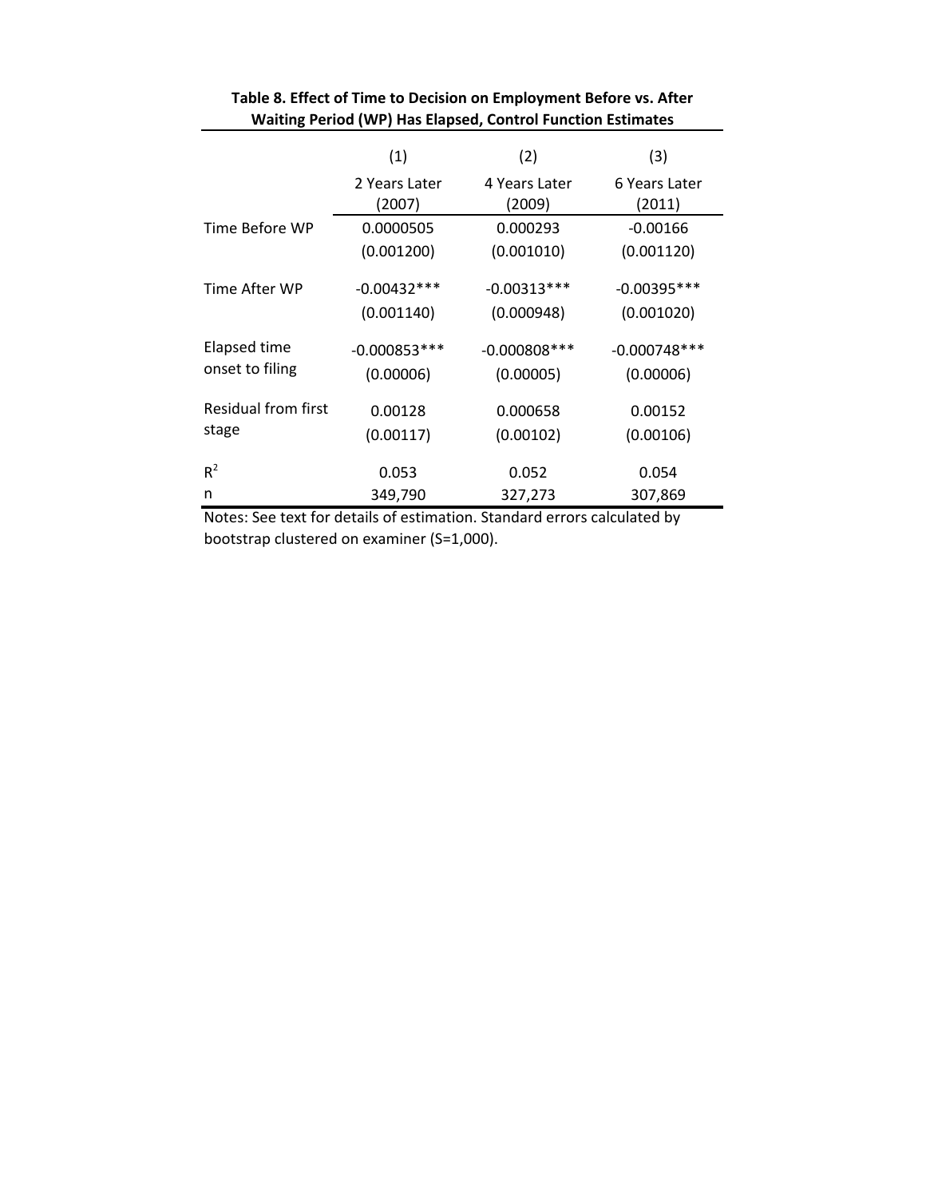**Table 8. Effect of Time to Decision on Employment Before vs. After Waiting Period (WP) Has Elapsed, Control Function Estimates**

| | (1) | (2) | (3) |
|---|---|---|---|
| | 2 Years Later (2007) | 4 Years Later (2009) | 6 Years Later (2011) |
| Time Before WP | 0.0000505 | 0.000293 | -0.00166 |
| | (0.001200) | (0.001010) | (0.001120) |
| Time After WP | -0.00432*** | -0.00313*** | -0.00395*** |
| | (0.001140) | (0.000948) | (0.001020) |
| Elapsed time onset to filing | -0.000853*** | -0.000808*** | -0.000748*** |
| | (0.00006) | (0.00005) | (0.00006) |
| Residual from first stage | 0.00128 | 0.000658 | 0.00152 |
| | (0.00117) | (0.00102) | (0.00106) |
| $R^2$ | 0.053 | 0.052 | 0.054 |
| n | 349,790 | 327,273 | 307,869 |

Notes: See text for details of estimation. Standard errors calculated by bootstrap clustered on examiner (S=1,000).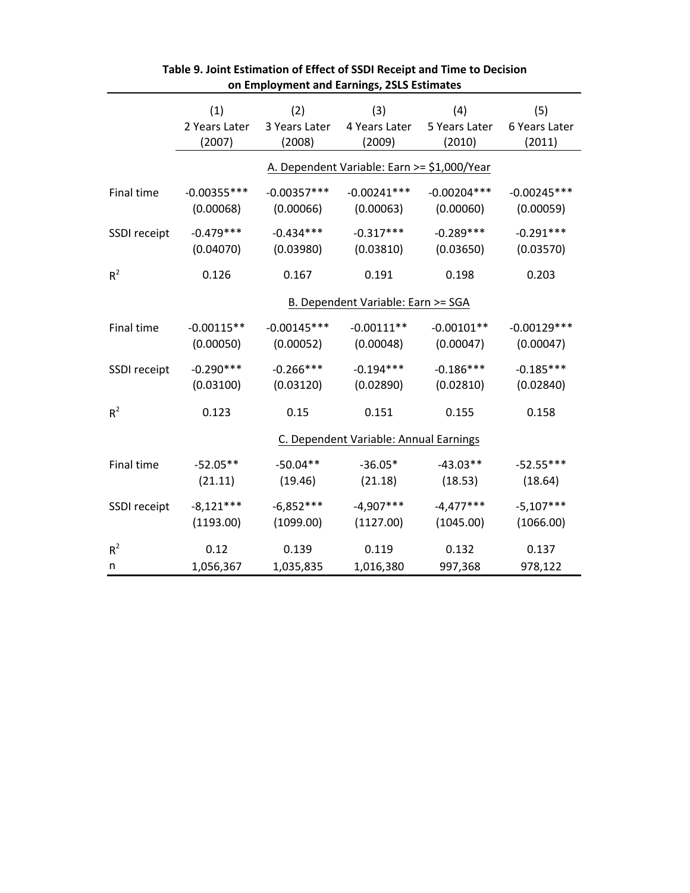**Table 9. Joint Estimation of Effect of SSDI Receipt and Time to Decision on Employment and Earnings, 2SLS Estimates**

| | (1)<br>2 Years Later<br>(2007) | (2)<br>3 Years Later<br>(2008) | (3)<br>4 Years Later<br>(2009) | (4)<br>5 Years Later<br>(2010) | (5)<br>6 Years Later<br>(2011) |
|---|---|---|---|---|---|
| | A. Dependent Variable: Earn >= $1,000/Year | | | | |
| Final time | -0.00355*** | -0.00357*** | -0.00241*** | -0.00204*** | -0.00245*** |
| | (0.00068) | (0.00066) | (0.00063) | (0.00060) | (0.00059) |
| SSDI receipt | -0.479*** | -0.434*** | -0.317*** | -0.289*** | -0.291*** |
| | (0.04070) | (0.03980) | (0.03810) | (0.03650) | (0.03570) |
| $R^2$ | 0.126 | 0.167 | 0.191 | 0.198 | 0.203 |
| | B. Dependent Variable: Earn >= SGA | | | | |
| Final time | -0.00115** | -0.00145*** | -0.00111** | -0.00101** | -0.00129*** |
| | (0.00050) | (0.00052) | (0.00048) | (0.00047) | (0.00047) |
| SSDI receipt | -0.290*** | -0.266*** | -0.194*** | -0.186*** | -0.185*** |
| | (0.03100) | (0.03120) | (0.02890) | (0.02810) | (0.02840) |
| $R^2$ | 0.123 | 0.15 | 0.151 | 0.155 | 0.158 |
| | C. Dependent Variable: Annual Earnings | | | | |
| Final time | -52.05** | -50.04** | -36.05* | -43.03** | -52.55*** |
| | (21.11) | (19.46) | (21.18) | (18.53) | (18.64) |
| SSDI receipt | -8,121*** | -6,852*** | -4,907*** | -4,477*** | -5,107*** |
| | (1193.00) | (1099.00) | (1127.00) | (1045.00) | (1066.00) |
| $R^2$ | 0.12 | 0.139 | 0.119 | 0.132 | 0.137 |
| n | 1,056,367 | 1,035,835 | 1,016,380 | 997,368 | 978,122 |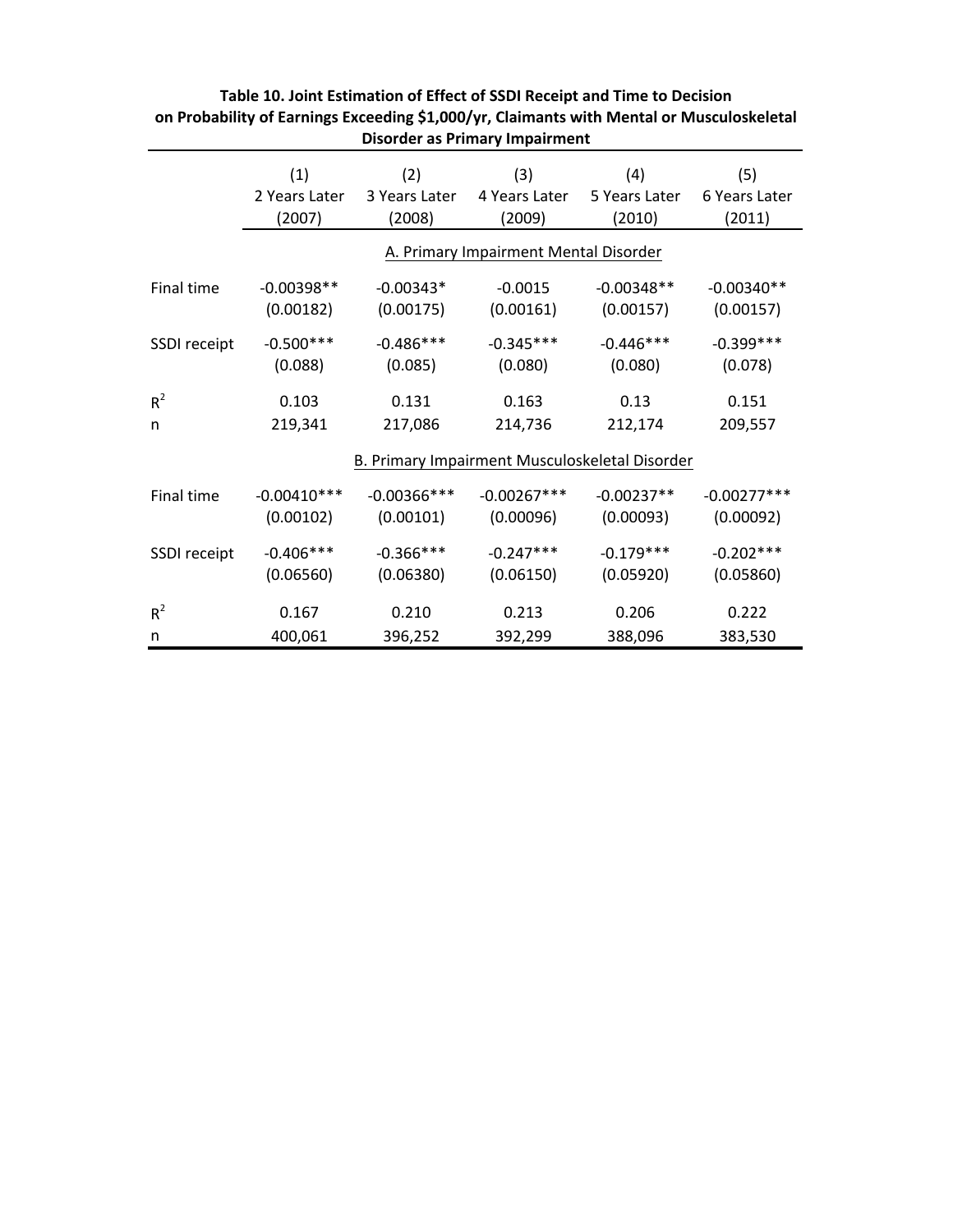**Table 10. Joint Estimation of Effect of SSDI Receipt and Time to Decision on Probability of Earnings Exceeding $1,000/yr, Claimants with Mental or Musculoskeletal Disorder as Primary Impairment**

| | (1) 2 Years Later (2007) | (2) 3 Years Later (2008) | (3) 4 Years Later (2009) | (4) 5 Years Later (2010) | (5) 6 Years Later (2011) |
|---|---|---|---|---|---|
| | A. Primary Impairment Mental Disorder | | | | |
| Final time | -0.00398** | -0.00343* | -0.0015 | -0.00348** | -0.00340** |
| | (0.00182) | (0.00175) | (0.00161) | (0.00157) | (0.00157) |
| SSDI receipt | -0.500*** | -0.486*** | -0.345*** | -0.446*** | -0.399*** |
| | (0.088) | (0.085) | (0.080) | (0.080) | (0.078) |
| $R^2$ | 0.103 | 0.131 | 0.163 | 0.13 | 0.151 |
| n | 219,341 | 217,086 | 214,736 | 212,174 | 209,557 |
| | B. Primary Impairment Musculoskeletal Disorder | | | | |
| Final time | -0.00410*** | -0.00366*** | -0.00267*** | -0.00237** | -0.00277*** |
| | (0.00102) | (0.00101) | (0.00096) | (0.00093) | (0.00092) |
| SSDI receipt | -0.406*** | -0.366*** | -0.247*** | -0.179*** | -0.202*** |
| | (0.06560) | (0.06380) | (0.06150) | (0.05920) | (0.05860) |
| $R^2$ | 0.167 | 0.210 | 0.213 | 0.206 | 0.222 |
| n | 400,061 | 396,252 | 392,299 | 388,096 | 383,530 |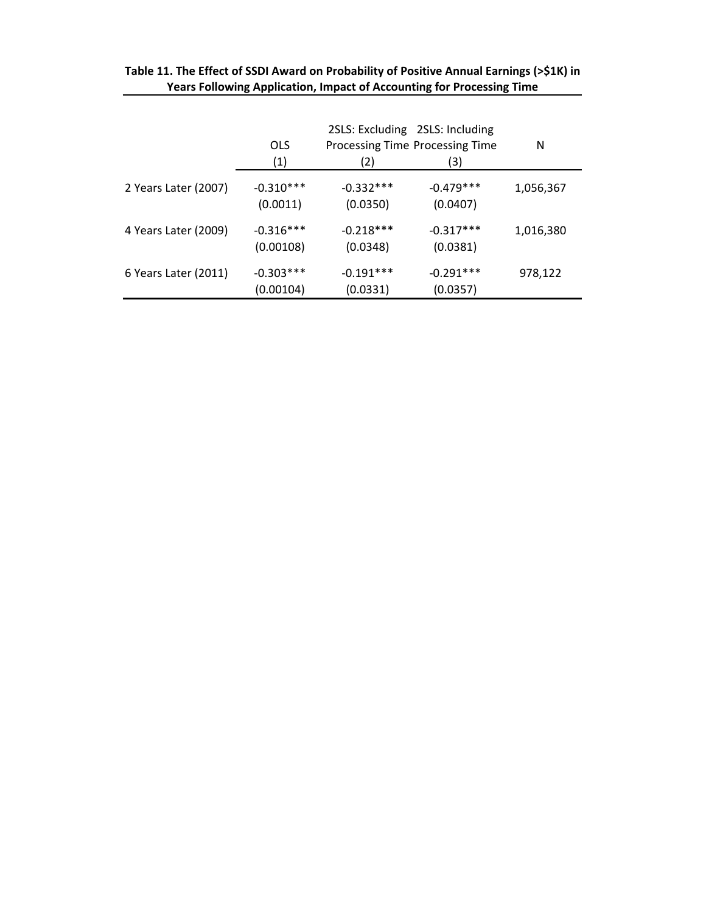**Table 11. The Effect of SSDI Award on Probability of Positive Annual Earnings (>$1K) in Years Following Application, Impact of Accounting for Processing Time**

| | OLS<br>(1) | 2SLS: Excluding Processing Time<br>(2) | 2SLS: Including Processing Time<br>(3) | N |
|---|---|---|---|---|
| 2 Years Later (2007) | -0.310***<br>(0.0011) | -0.332***<br>(0.0350) | -0.479***<br>(0.0407) | 1,056,367 |
| 4 Years Later (2009) | -0.316***<br>(0.00108) | -0.218***<br>(0.0348) | -0.317***<br>(0.0381) | 1,016,380 |
| 6 Years Later (2011) | -0.303***<br>(0.00104) | -0.191***<br>(0.0331) | -0.291***<br>(0.0357) | 978,122 |